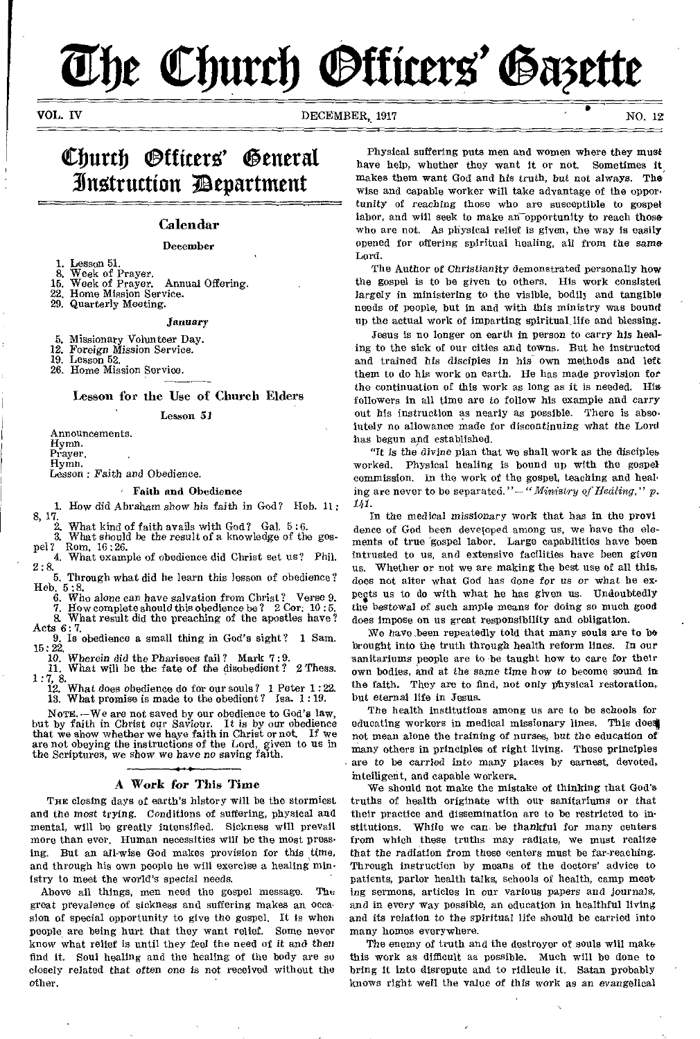# The Church Officers' Gazette

VOL. IV DECEMBER, 1917 NO. 12

## Church Officers' General Instruction Department

### Calendar

#### December

1. Lesson 51.
8. Week of Prayer.
15. Week of Prayer. Annual Offering.
22. Home Mission Service.
29. Quarterly Meeting.

#### *January*

5. Missionary Volunteer Day.
12. Foreign Mission Service.
19. Lesson 52.
26. Home Mission Service.

### Lesson for the Use of Church Elders

#### Lesson 51

Announcements.
Hymn.
Prayer.
Hymn.
Lesson: Faith and Obedience.

#### Faith and Obedience

1. How did Abraham show his faith in God? Heb. 11: 8, 17.
2. What kind of faith avails with God? Gal. 5:6.
3. What should be the result of a knowledge of the gospel? Rom. 16:26.
4. What example of obedience did Christ set us? Phil. 2:8.
5. Through what did he learn this lesson of obedience? Heb. 5:8.
6. Who alone can have salvation from Christ? Verse 9.
7. How complete should this obedience be? 2 Cor. 10:5.
8. What result did the preaching of the apostles have? Acts 6:7.
9. Is obedience a small thing in God's sight? 1 Sam. 15:22.
10. Wherein did the Pharisees fail? Mark 7:9.
11. What will be the fate of the disobedient? 2 Thess. 1:7, 8.
12. What does obedience do for our souls? 1 Peter 1:22.
13. What promise is made to the obedient? Isa. 1:19.

NOTE. — We are not saved by our obedience to God's law, but by faith in Christ our Saviour. It is by our obedience that we show whether we have faith in Christ or not. If we are not obeying the instructions of the Lord, given to us in the Scriptures, we show we have no saving faith.

### A Work for This Time

The closing days of earth's history will be the stormiest and the most trying. Conditions of suffering, physical and mental, will be greatly intensified. Sickness will prevail more than ever. Human necessities will be the most pressing. But an all-wise God makes provision for this time, and through his own people he will exercise a healing ministry to meet the world's special needs.

Above all things, men need the gospel message. The great prevalence of sickness and suffering makes an occasion of special opportunity to give the gospel. It is when people are being hurt that they want relief. Some never know what relief is until they feel the need of it and then find it. Soul healing and the healing of the body are so closely related that often one is not received without the other.

Physical suffering puts men and women where they must have help, whether they want it or not. Sometimes it makes them want God and his truth, but not always. The wise and capable worker will take advantage of the opportunity of reaching those who are susceptible to gospel labor, and will seek to make an opportunity to reach those who are not. As physical relief is given, the way is easily opened for offering spiritual healing, all from the same Lord.

The Author of Christianity demonstrated personally how the gospel is to be given to others. His work consisted largely in ministering to the visible, bodily and tangible needs of people, but in and with this ministry was bound up the actual work of imparting spiritual life and blessing.

Jesus is no longer on earth in person to carry his healing to the sick of our cities and towns. But he instructed and trained his disciples in his own methods and left them to do his work on earth. He has made provision for the continuation of this work as long as it is needed. His followers in all time are to follow his example and carry out his instruction as nearly as possible. There is absolutely no allowance made for discontinuing what the Lord has begun and established.

"It is the divine plan that we shall work as the disciples worked. Physical healing is bound up with the gospel commission. In the work of the gospel, teaching and healing are never to be separated." — *"Ministry of Healing," p. 141.*

In the medical missionary work that has in the providence of God been developed among us, we have the elements of true gospel labor. Large capabilities have been intrusted to us, and extensive facilities have been given us. Whether or not we are making the best use of all this, does not alter what God has done for us or what he expects us to do with what he has given us. Undoubtedly the bestowal of such ample means for doing so much good does impose on us great responsibility and obligation.

We have been repeatedly told that many souls are to be brought into the truth through health reform lines. In our sanitariums people are to be taught how to care for their own bodies, and at the same time how to become sound in the faith. They are to find, not only physical restoration, but eternal life in Jesus.

The health institutions among us are to be schools for educating workers in medical missionary lines. This does not mean alone the training of nurses, but the education of many others in principles of right living. These principles are to be carried into many places by earnest, devoted, intelligent, and capable workers.

We should not make the mistake of thinking that God's truths of health originate with our sanitariums or that their practice and dissemination are to be restricted to institutions. While we can be thankful for many centers from which these truths may radiate, we must realize that the radiation from these centers must be far-reaching. Through instruction by means of the doctors' advice to patients, parlor health talks, schools of health, camp meeting sermons, articles in our various papers and journals, and in every way possible, an education in healthful living and its relation to the spiritual life should be carried into many homes everywhere.

The enemy of truth and the destroyer of souls will make this work as difficult as possible. Much will be done to bring it into disrepute and to ridicule it. Satan probably knows right well the value of this work as an evangelical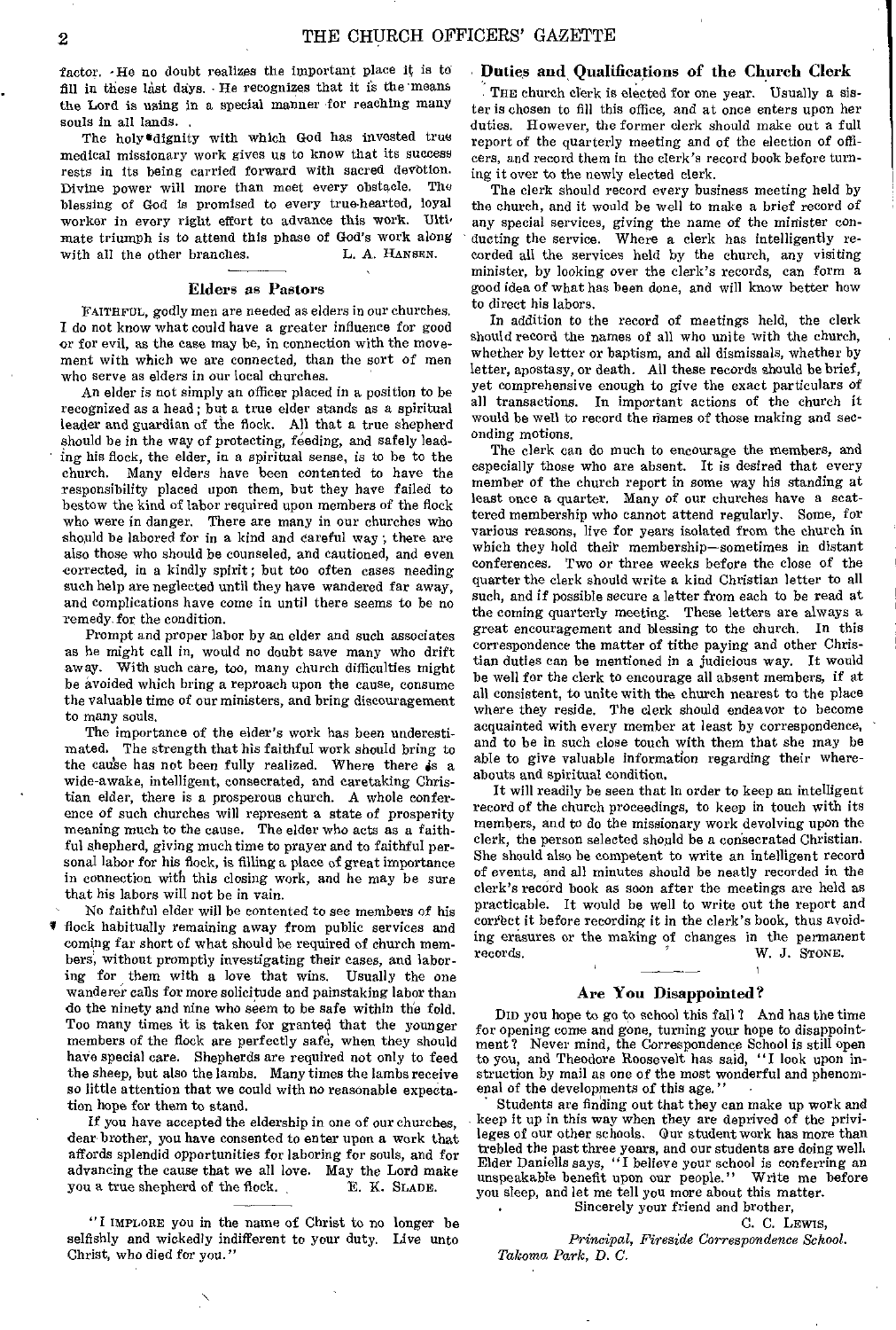factor. He no doubt realizes the important place it is to fill in these last days. He recognizes that it is the means the Lord is using in a special manner for reaching many souls in all lands.

The holy dignity with which God has invested true medical missionary work gives us to know that its success rests in its being carried forward with sacred devotion. Divine power will more than meet every obstacle. The blessing of God is promised to every true-hearted, loyal worker in every right effort to advance this work. Ultimate triumph is to attend this phase of God's work along with all the other branches.

L. A. HANSEN.

## Elders as Pastors

FAITHFUL, godly men are needed as elders in our churches. I do not know what could have a greater influence for good or for evil, as the case may be, in connection with the movement with which we are connected, than the sort of men who serve as elders in our local churches.

An elder is not simply an officer placed in a position to be recognized as a head; but a true elder stands as a spiritual leader and guardian of the flock. All that a true shepherd should be in the way of protecting, feeding, and safely leading his flock, the elder, in a spiritual sense, is to be to the church. Many elders have been contented to have the responsibility placed upon them, but they have failed to bestow the kind of labor required upon members of the flock who were in danger. There are many in our churches who should be labored for in a kind and careful way; there are also those who should be counseled, and cautioned, and even corrected, in a kindly spirit; but too often cases needing such help are neglected until they have wandered far away, and complications have come in until there seems to be no remedy for the condition.

Prompt and proper labor by an elder and such associates as he might call in, would no doubt save many who drift away. With such care, too, many church difficulties might be avoided which bring a reproach upon the cause, consume the valuable time of our ministers, and bring discouragement to many souls.

The importance of the elder's work has been underestimated. The strength that his faithful work should bring to the cause has not been fully realized. Where there is a wide-awake, intelligent, consecrated, and caretaking Christian elder, there is a prosperous church. A whole conference of such churches will represent a state of prosperity meaning much to the cause. The elder who acts as a faithful shepherd, giving much time to prayer and to faithful personal labor for his flock, is filling a place of great importance in connection with this closing work, and he may be sure that his labors will not be in vain.

No faithful elder will be contented to see members of his flock habitually remaining away from public services and coming far short of what should be required of church members, without promptly investigating their cases, and laboring for them with a love that wins. Usually the one wanderer calls for more solicitude and painstaking labor than do the ninety and nine who seem to be safe within the fold. Too many times it is taken for granted that the younger members of the flock are perfectly safe, when they should have special care. Shepherds are required not only to feed the sheep, but also the lambs. Many times the lambs receive so little attention that we could with no reasonable expectation hope for them to stand.

If you have accepted the eldership in one of our churches, dear brother, you have consented to enter upon a work that affords splendid opportunities for laboring for souls, and for advancing the cause that we all love. May the Lord make you a true shepherd of the flock.

E. K. SLADE.

"I IMPLORE you in the name of Christ to no longer be selfishly and wickedly indifferent to your duty. Live unto Christ, who died for you."

## Duties and Qualifications of the Church Clerk

THE church clerk is elected for one year. Usually a sister is chosen to fill this office, and at once enters upon her duties. However, the former clerk should make out a full report of the quarterly meeting and of the election of officers, and record them in the clerk's record book before turning it over to the newly elected clerk.

The clerk should record every business meeting held by the church, and it would be well to make a brief record of any special services, giving the name of the minister conducting the service. Where a clerk has intelligently recorded all the services held by the church, any visiting minister, by looking over the clerk's records, can form a good idea of what has been done, and will know better how to direct his labors.

In addition to the record of meetings held, the clerk should record the names of all who unite with the church, whether by letter or baptism, and all dismissals, whether by letter, apostasy, or death. All these records should be brief, yet comprehensive enough to give the exact particulars of all transactions. In important actions of the church it would be well to record the names of those making and seconding motions.

The clerk can do much to encourage the members, and especially those who are absent. It is desired that every member of the church report in some way his standing at least once a quarter. Many of our churches have a scattered membership who cannot attend regularly. Some, for various reasons, live for years isolated from the church in which they hold their membership—sometimes in distant conferences. Two or three weeks before the close of the quarter the clerk should write a kind Christian letter to all such, and if possible secure a letter from each to be read at the coming quarterly meeting. These letters are always a great encouragement and blessing to the church. In this correspondence the matter of tithe paying and other Christian duties can be mentioned in a judicious way. It would be well for the clerk to encourage all absent members, if at all consistent, to unite with the church nearest to the place where they reside. The clerk should endeavor to become acquainted with every member at least by correspondence, and to be in such close touch with them that she may be able to give valuable information regarding their whereabouts and spiritual condition.

It will readily be seen that in order to keep an intelligent record of the church proceedings, to keep in touch with its members, and to do the missionary work devolving upon the clerk, the person selected should be a consecrated Christian. She should also be competent to write an intelligent record of events, and all minutes should be neatly recorded in the clerk's record book as soon after the meetings are held as practicable. It would be well to write out the report and correct it before recording it in the clerk's book, thus avoiding erasures or the making of changes in the permanent records.

W. J. STONE.

## Are You Disappointed?

DID you hope to go to school this fall? And has the time for opening come and gone, turning your hope to disappointment? Never mind, the Correspondence School is still open to you, and Theodore Roosevelt has said, "I look upon instruction by mail as one of the most wonderful and phenomenal of the developments of this age."

Students are finding out that they can make up work and keep it up in this way when they are deprived of the privileges of our other schools. Our student work has more than trebled the past three years, and our students are doing well. Elder Daniells says, "I believe your school is conferring an unspeakable benefit upon our people." Write me before you sleep, and let me tell you more about this matter.

Sincerely your friend and brother,

C. C. LEWIS,

*Principal, Fireside Correspondence School.*

*Takoma Park, D. C.*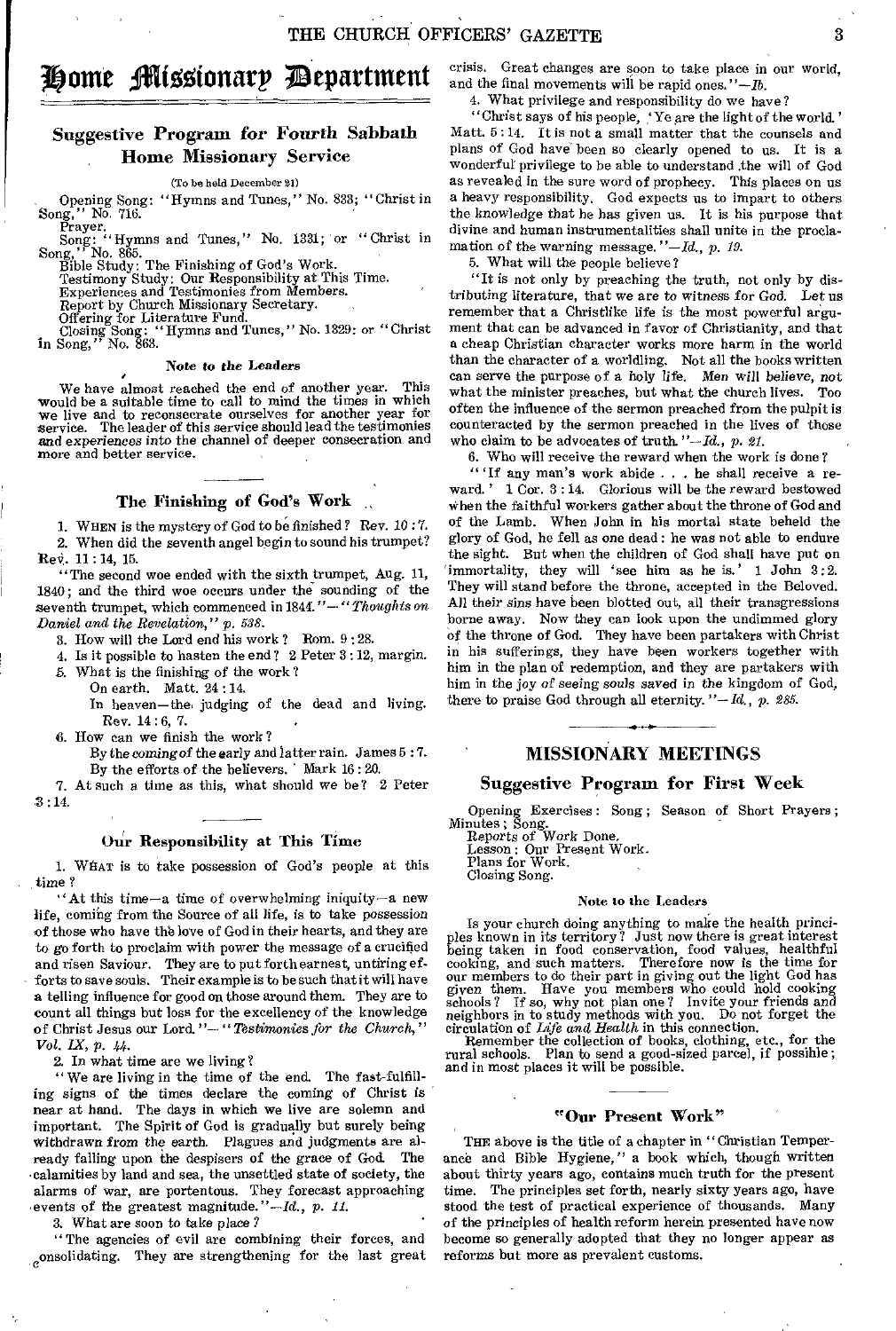# Home Missionary Department

## Suggestive Program for Fourth Sabbath Home Missionary Service

(To be held December 21)

Opening Song: "Hymns and Tunes," No. 833; "Christ in Song," No. 716.
Prayer.
Song: "Hymns and Tunes," No. 1331; or "Christ in Song," No. 865.
Bible Study: The Finishing of God's Work.
Testimony Study: Our Responsibility at This Time.
Experiences and Testimonies from Members.
Report by Church Missionary Secretary.
Offering for Literature Fund.
Closing Song: "Hymns and Tunes," No. 1329: or "Christ in Song," No. 863.

#### Note to the Leaders

We have almost reached the end of another year. This would be a suitable time to call to mind the times in which we live and to reconsecrate ourselves for another year for service. The leader of this service should lead the testimonies and experiences into the channel of deeper consecration and more and better service.

### The Finishing of God's Work

1. WHEN is the mystery of God to be finished? Rev. 10:7.
2. When did the seventh angel begin to sound his trumpet? Rev. 11:14, 15.

"The second woe ended with the sixth trumpet, Aug. 11, 1840; and the third woe occurs under the sounding of the seventh trumpet, which commenced in 1844."—*"Thoughts on Daniel and the Revelation," p. 538.*

3. How will the Lord end his work? Rom. 9:28.
4. Is it possible to hasten the end? 2 Peter 3:12, margin.
5. What is the finishing of the work?
   On earth. Matt. 24:14.
   In heaven—the judging of the dead and living. Rev. 14:6, 7.
6. How can we finish the work?
   By the *coming* of the early and latter rain. James 5:7.
   By the efforts of the believers. Mark 16:20.
7. At such a time as this, what should we be? 2 Peter 3:14.

### Our Responsibility at This Time

1. WHAT is to take possession of God's people at this time?

"At this time—a time of overwhelming iniquity—a new life, coming from the Source of all life, is to take possession of those who have the love of God in their hearts, and they are to go forth to proclaim with power the message of a crucified and risen Saviour. They are to put forth earnest, untiring efforts to save souls. Their example is to be such that it will have a telling influence for good on those around them. They are to count all things but loss for the excellency of the knowledge of Christ Jesus our Lord."—*"Testimonies for the Church," Vol. IX, p. 44.*

2. In what time are we living?

"We are living in the time of the end. The fast-fulfilling signs of the times declare the coming of Christ is near at hand. The days in which we live are solemn and important. The Spirit of God is gradually but surely being withdrawn from the earth. Plagues and judgments are already falling upon the despisers of the grace of God. The calamities by land and sea, the unsettled state of society, the alarms of war, are portentous. They forecast approaching events of the greatest magnitude."—*Id., p. 11.*

3. What are soon to take place?

"The agencies of evil are combining their forces, and consolidating. They are strengthening for the last great crisis. Great changes are soon to take place in our world, and the final movements will be rapid ones."—*Ib.*

4. What privilege and responsibility do we have?

"Christ says of his people, 'Ye are the light of the world.' Matt. 5:14. It is not a small matter that the counsels and plans of God have been so clearly opened to us. It is a wonderful privilege to be able to understand the will of God as revealed in the sure word of prophecy. This places on us a heavy responsibility. God expects us to impart to others the knowledge that he has given us. It is his purpose that divine and human instrumentalities shall unite in the proclamation of the warning message."—*Id., p. 19.*

5. What will the people believe?

"It is not only by preaching the truth, not only by distributing literature, that we are to witness for God. Let us remember that a Christlike life is the most powerful argument that can be advanced in favor of Christianity, and that a cheap Christian character works more harm in the world than the character of a worldling. Not all the books written can serve the purpose of a holy life. *Men will believe, not what the minister preaches, but what the church lives.* Too often the influence of the sermon preached from the pulpit is counteracted by the sermon preached in the lives of those who claim to be advocates of truth."—*Id., p. 21.*

6. Who will receive the reward when the work is done?

"'If any man's work abide . . . he shall receive a reward.' 1 Cor. 3:14. Glorious will be the reward bestowed when the faithful workers gather about the throne of God and of the Lamb. When John in his mortal state beheld the glory of God, he fell as one dead: he was not able to endure the sight. But when the children of God shall have put on immortality, they will 'see him as he is.' 1 John 3:2. They will stand before the throne, accepted in the Beloved. All their sins have been blotted out, all their transgressions borne away. Now they can look upon the undimmed glory of the throne of God. They have been partakers with Christ in his sufferings, they have been workers together with him in the plan of redemption, and they are partakers with him in the joy of seeing souls saved in the kingdom of God, there to praise God through all eternity."—*Id., p. 285.*

## MISSIONARY MEETINGS

### Suggestive Program for First Week

Opening Exercises: Song; Season of Short Prayers; Minutes; Song.
Reports of Work Done.
Lesson: Our Present Work.
Plans for Work.
Closing Song.

#### Note to the Leaders

Is your church doing anything to make the health principles known in its territory? Just now there is great interest being taken in food conservation, food values, healthful cooking, and such matters. Therefore now is the time for our members to do their part in giving out the light God has given them. Have you members who could hold cooking schools? If so, why not plan one? Invite your friends and neighbors in to study methods with you. Do not forget the circulation of *Life and Health* in this connection.

Remember the collection of books, clothing, etc., for the rural schools. Plan to send a good-sized parcel, if possible; and in most places it will be possible.

### "Our Present Work"

THE above is the title of a chapter in "Christian Temperance and Bible Hygiene," a book which, though written about thirty years ago, contains much truth for the present time. The principles set forth, nearly sixty years ago, have stood the test of practical experience of thousands. Many of the principles of health reform herein presented have now become so generally adopted that they no longer appear as reforms but more as prevalent customs.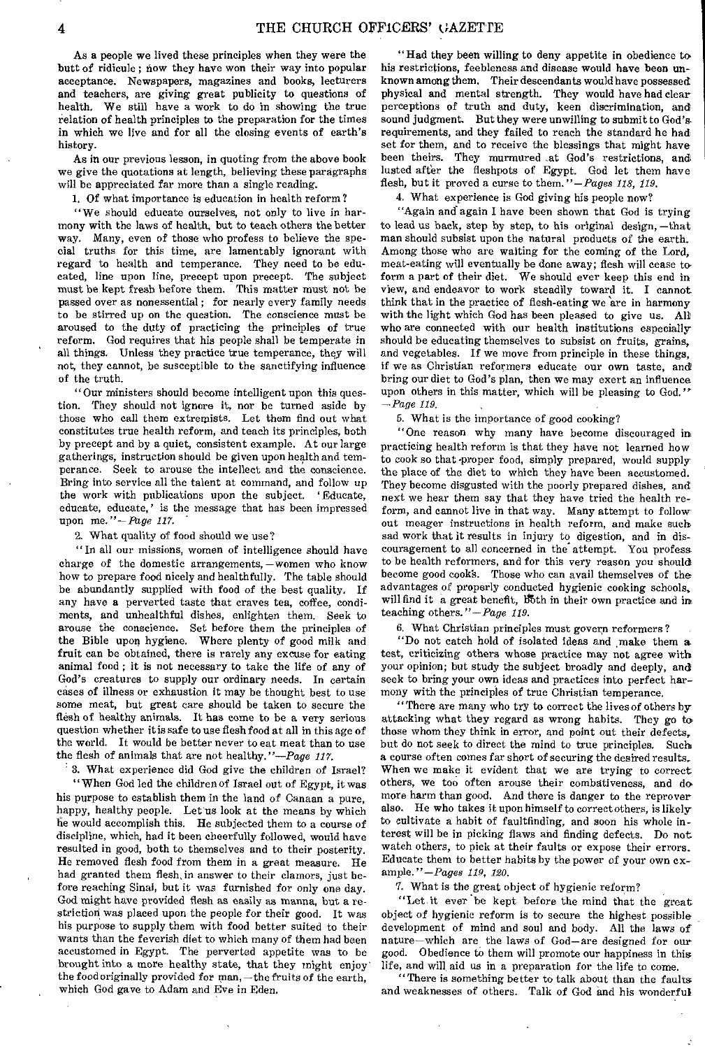As a people we lived these principles when they were the butt of ridicule; now they have won their way into popular acceptance. Newspapers, magazines and books, lecturers and teachers, are giving great publicity to questions of health. We still have a work to do in showing the true relation of health principles to the preparation for the times in which we live and for all the closing events of earth's history.

As in our previous lesson, in quoting from the above book we give the quotations at length, believing these paragraphs will be appreciated far more than a single reading.

1. Of what importance is education in health reform?

"We should educate ourselves, not only to live in harmony with the laws of health, but to teach others the better way. Many, even of those who profess to believe the special truths for this time, are lamentably ignorant with regard to health and temperance. They need to be educated, line upon line, precept upon precept. The subject must be kept fresh before them. This matter must not be passed over as nonessential; for nearly every family needs to be stirred up on the question. The conscience must be aroused to the duty of practicing the principles of true reform. God requires that his people shall be temperate in all things. Unless they practice true temperance, they will not, they cannot, be susceptible to the sanctifying influence of the truth.

"Our ministers should become intelligent upon this question. They should not ignore it, nor be turned aside by those who call them extremists. Let them find out what constitutes true health reform, and teach its principles, both by precept and by a quiet, consistent example. At our large gatherings, instruction should be given upon health and temperance. Seek to arouse the intellect and the conscience. Bring into service all the talent at command, and follow up the work with publications upon the subject. 'Educate, educate, educate,' is the message that has been impressed upon me."—*Page 117.*

2. What quality of food should we use?

"In all our missions, women of intelligence should have charge of the domestic arrangements,—women who know how to prepare food nicely and healthfully. The table should be abundantly supplied with food of the best quality. If any have a perverted taste that craves tea, coffee, condiments, and unhealthful dishes, enlighten them. Seek to arouse the conscience. Set before them the principles of the Bible upon hygiene. Where plenty of good milk and fruit can be obtained, there is rarely any excuse for eating animal food; it is not necessary to take the life of any of God's creatures to supply our ordinary needs. In certain cases of illness or exhaustion it may be thought best to use some meat, but great care should be taken to secure the flesh of healthy animals. It has come to be a very serious question whether it is safe to use flesh food at all in this age of the world. It would be better never to eat meat than to use the flesh of animals that are not healthy."—*Page 117.*

3. What experience did God give the children of Israel?

"When God led the children of Israel out of Egypt, it was his purpose to establish them in the land of Canaan a pure, happy, healthy people. Let us look at the means by which he would accomplish this. He subjected them to a course of discipline, which, had it been cheerfully followed, would have resulted in good, both to themselves and to their posterity. He removed flesh food from them in a great measure. He had granted them flesh, in answer to their clamors, just before reaching Sinai, but it was furnished for only one day. God might have provided flesh as easily as manna, but a restriction was placed upon the people for their good. It was his purpose to supply them with food better suited to their wants than the feverish diet to which many of them had been accustomed in Egypt. The perverted appetite was to be brought into a more healthy state, that they might enjoy the food originally provided for man,—the fruits of the earth, which God gave to Adam and Eve in Eden.

"Had they been willing to deny appetite in obedience to his restrictions, feebleness and disease would have been unknown among them. Their descendants would have possessed physical and mental strength. They would have had clear perceptions of truth and duty, keen discrimination, and sound judgment. But they were unwilling to submit to God's requirements, and they failed to reach the standard he had set for them, and to receive the blessings that might have been theirs. They murmured at God's restrictions, and lusted after the fleshpots of Egypt. God let them have flesh, but it proved a curse to them."—*Pages 118, 119.*

4. What experience is God giving his people now?

"Again and again I have been shown that God is trying to lead us back, step by step, to his original design,—that man should subsist upon the natural products of the earth. Among those who are waiting for the coming of the Lord, meat-eating will eventually be done away; flesh will cease to form a part of their diet. We should ever keep this end in view, and endeavor to work steadily toward it. I cannot think that in the practice of flesh-eating we are in harmony with the light which God has been pleased to give us. All who are connected with our health institutions especially should be educating themselves to subsist on fruits, grains, and vegetables. If we move from principle in these things, if we as Christian reformers educate our own taste, and bring our diet to God's plan, then we may exert an influence upon others in this matter, which will be pleasing to God."—*Page 119.*

5. What is the importance of good cooking?

"One reason why many have become discouraged in practicing health reform is that they have not learned how to cook so that proper food, simply prepared, would supply the place of the diet to which they have been accustomed. They become disgusted with the poorly prepared dishes, and next we hear them say that they have tried the health reform, and cannot live in that way. Many attempt to follow out meager instructions in health reform, and make such sad work that it results in injury to digestion, and in discouragement to all concerned in the attempt. You profess to be health reformers, and for this very reason you should become good cooks. Those who can avail themselves of the advantages of properly conducted hygienic cooking schools, will find it a great benefit, both in their own practice and in teaching others."—*Page 119.*

6. What Christian principles must govern reformers?

"Do not catch hold of isolated ideas and make them a test, criticizing others whose practice may not agree with your opinion; but study the subject broadly and deeply, and seek to bring your own ideas and practices into perfect harmony with the principles of true Christian temperance.

"There are many who try to correct the lives of others by attacking what they regard as wrong habits. They go to those whom they think in error, and point out their defects, but do not seek to direct the mind to true principles. Such a course often comes far short of securing the desired results. When we make it evident that we are trying to correct others, we too often arouse their combativeness, and do more harm than good. And there is danger to the reprover also. He who takes it upon himself to correct others, is likely to cultivate a habit of faultfinding, and soon his whole interest will be in picking flaws and finding defects. Do not watch others, to pick at their faults or expose their errors. Educate them to better habits by the power of your own example."—*Pages 119, 120.*

7. What is the great object of hygienic reform?

"Let it ever be kept before the mind that the great object of hygienic reform is to secure the highest possible development of mind and soul and body. All the laws of nature—which are the laws of God—are designed for our good. Obedience to them will promote our happiness in this life, and will aid us in a preparation for the life to come.

"There is something better to talk about than the faults and weaknesses of others. Talk of God and his wonderful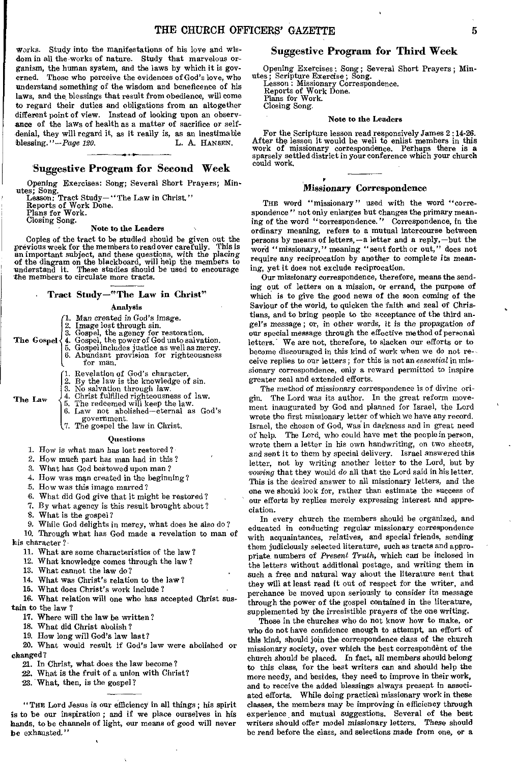works. Study into the manifestations of his love and wisdom in all the works of nature. Study that marvelous organism, the human system, and the laws by which it is governed. Those who perceive the evidences of God's love, who understand something of the wisdom and beneficence of his laws, and the blessings that result from obedience, will come to regard their duties and obligations from an altogether different point of view. Instead of looking upon an observance of the laws of health as a matter of sacrifice or self-denial, they will regard it, as it really is, as an inestimable blessing."—*Page 120.*

L. A. HANSEN.

## Suggestive Program for Second Week

Opening Exercises: Song; Several Short Prayers; Minutes; Song.
Lesson: Tract Study—"The Law in Christ."
Reports of Work Done.
Plans for Work.
Closing Song.

### Note to the Leaders

Copies of the tract to be studied should be given out the previous week for the members to read over carefully. This is an important subject, and these questions, with the placing of the diagram on the blackboard, will help the members to understand it. These studies should be used to encourage the members to circulate more tracts.

### Tract Study—"The Law in Christ"

#### Analysis

**The Gospel**
1. Man created in God's image.
2. Image lost through sin.
3. Gospel, the agency for restoration.
4. Gospel, the power of God unto salvation.
5. Gospel includes justice as well as mercy.
6. Abundant provision for righteousness for man.

**The Law**
1. Revelation of God's character.
2. By the law is the knowledge of sin.
3. No salvation through law.
4. Christ fulfilled righteousness of law.
5. The redeemed will keep the law.
6. Law not abolished—eternal as God's government.
7. The gospel the law in Christ.

#### Questions

1. How is what man has lost restored?
2. How much part has man had in this?
3. What has God bestowed upon man?
4. How was man created in the beginning?
5. How was this image marred?
6. What did God give that it might be restored?
7. By what agency is this result brought about?
8. What is the gospel?
9. While God delights in mercy, what does he also do?
10. Through what has God made a revelation to man of his character?
11. What are some characteristics of the law?
12. What knowledge comes through the law?
13. What cannot the law do?
14. What was Christ's relation to the law?
15. What does Christ's work include?
16. What relation will one who has accepted Christ sustain to the law?
17. Where will the law be written?
18. What did Christ abolish?
19. How long will God's law last?
20. What would result if God's law were abolished or changed?
21. In Christ, what does the law become?
22. What is the fruit of a union with Christ?
23. What, then, is the gospel?

"THE Lord Jesus is our efficiency in all things; his spirit is to be our inspiration; and if we place ourselves in his hands, to be channels of light, our means of good will never be exhausted."

## Suggestive Program for Third Week

Opening Exercises: Song; Several Short Prayers; Minutes; Scripture Exercise; Song.
Lesson: Missionary Correspondence.
Reports of Work Done.
Plans for Work.
Closing Song.

### Note to the Leaders

For the Scripture lesson read responsively James 2:14-26. After the lesson it would be well to enlist members in this work of missionary correspondence. Perhaps there is a sparsely settled district in your conference which your church could work.

### Missionary Correspondence

THE word "missionary" used with the word "correspondence" not only enlarges but changes the primary meaning of the word "correspondence." Correspondence, in the ordinary meaning, refers to a mutual intercourse between persons by means of letters,—a letter and a reply,—but the word "missionary," meaning "sent forth or out," does not require any reciprocation by another to complete its meaning, yet it does not exclude reciprocation.

Our missionary correspondence, therefore, means the sending out of letters on a mission, or errand, the purpose of which is to give the good news of the soon coming of the Saviour of the world, to quicken the faith and zeal of Christians, and to bring people to the acceptance of the third angel's message; or, in other words, it is the propagation of our special message through the effective method of personal letters. We are not, therefore, to slacken our efforts or to become discouraged in this kind of work when we do not receive replies to our letters; for this is not an *essential* in missionary correspondence, only a reward permitted to inspire greater zeal and extended efforts.

The method of missionary correspondence is of divine origin. The Lord was its author. In the great reform movement inaugurated by God and planned for Israel, the Lord wrote the first missionary letter of which we have any record. Israel, the chosen of God, was in darkness and in great need of help. The Lord, who could have met the people in person, wrote them a letter in his own handwriting, on two sheets, and sent it to them by special delivery. Israel answered this letter, not by writing another letter to the Lord, but by *vowing* that they would *do* all that the Lord said in his letter. This is the desired answer to all missionary letters, and the one we should look for, rather than estimate the success of our efforts by replies merely expressing interest and appreciation.

In every church the members should be organized, and educated in conducting regular missionary correspondence with acquaintances, relatives, and special friends, sending them judiciously selected literature, such as tracts and appropriate numbers of *Present Truth*, which can be inclosed in the letters without additional postage, and writing them in such a free and natural way about the literature sent that they will at least read it out of respect for the writer, and perchance be moved upon seriously to consider its message through the power of the gospel contained in the literature, supplemented by the irresistible prayers of the one writing.

Those in the churches who do not know how to make, or who do not have confidence enough to attempt, an effort of this kind, should join the correspondence class of the church missionary society, over which the best correspondent of the church should be placed. In fact, all members should belong to this class, for the best writers can and should help the more needy, and besides, they need to improve in their work, and to receive the added blessings always present in associated efforts. While doing practical missionary work in these classes, the members may be improving in efficiency through experience and mutual suggestions. Several of the best writers should offer model missionary letters. These should be read before the class, and selections made from one, or a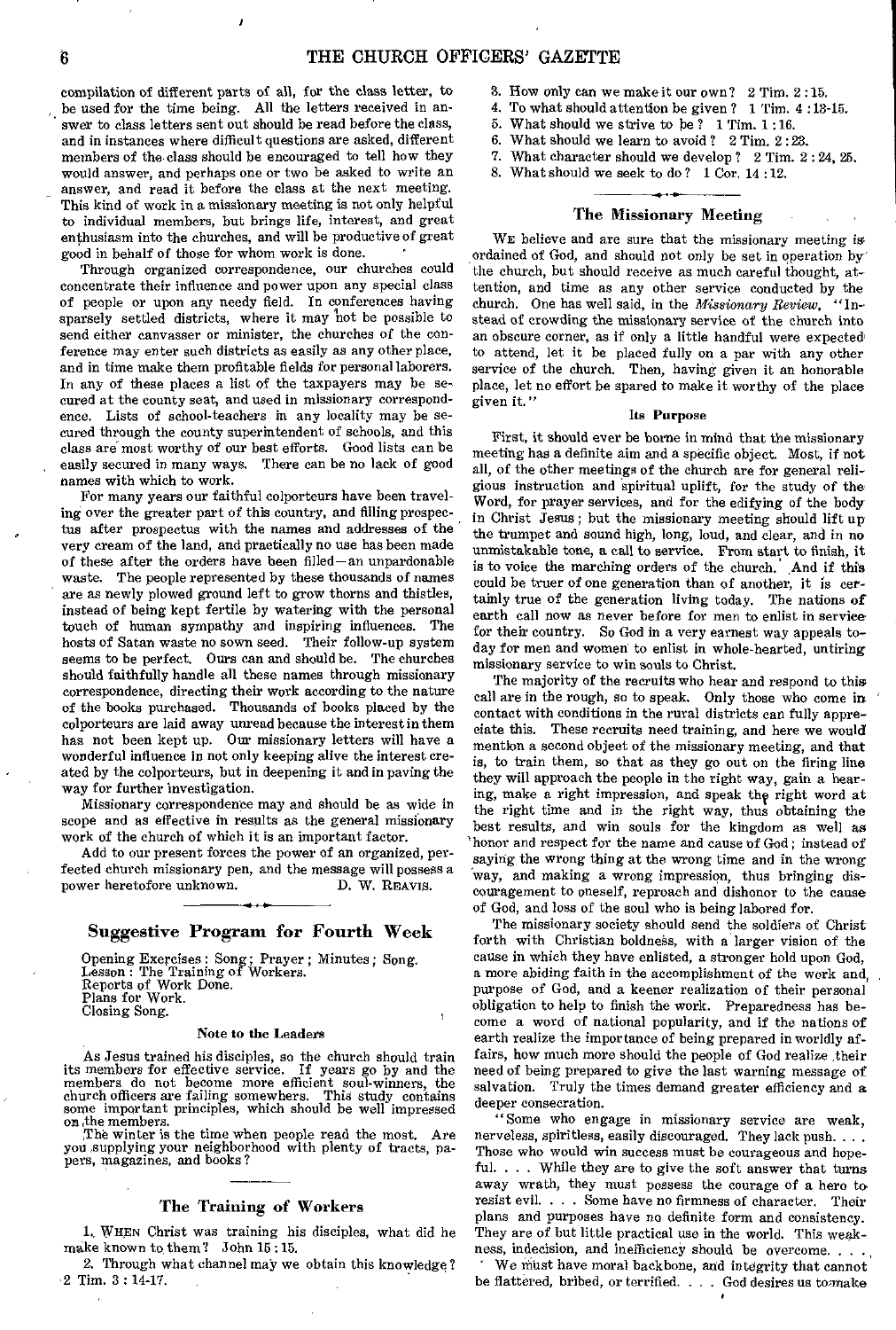compilation of different parts of all, for the class letter, to be used for the time being. All the letters received in answer to class letters sent out should be read before the class, and in instances where difficult questions are asked, different members of the class should be encouraged to tell how they would answer, and perhaps one or two be asked to write an answer, and read it before the class at the next meeting. This kind of work in a missionary meeting is not only helpful to individual members, but brings life, interest, and great enthusiasm into the churches, and will be productive of great good in behalf of those for whom work is done.

Through organized correspondence, our churches could concentrate their influence and power upon any special class of people or upon any needy field. In conferences having sparsely settled districts, where it may not be possible to send either canvasser or minister, the churches of the conference may enter such districts as easily as any other place, and in time make them profitable fields for personal laborers. In any of these places a list of the taxpayers may be secured at the county seat, and used in missionary correspondence. Lists of school-teachers in any locality may be secured through the county superintendent of schools, and this class are most worthy of our best efforts. Good lists can be easily secured in many ways. There can be no lack of good names with which to work.

For many years our faithful colporteurs have been traveling over the greater part of this country, and filling prospectus after prospectus with the names and addresses of the very cream of the land, and practically no use has been made of these after the orders have been filled—an unpardonable waste. The people represented by these thousands of names are as newly plowed ground left to grow thorns and thistles, instead of being kept fertile by watering with the personal touch of human sympathy and inspiring influences. The hosts of Satan waste no sown seed. Their follow-up system seems to be perfect. Ours can and should be. The churches should faithfully handle all these names through missionary correspondence, directing their work according to the nature of the books purchased. Thousands of books placed by the colporteurs are laid away unread because the interest in them has not been kept up. Our missionary letters will have a wonderful influence in not only keeping alive the interest created by the colporteurs, but in deepening it and in paving the way for further investigation.

Missionary correspondence may and should be as wide in scope and as effective in results as the general missionary work of the church of which it is an important factor.

Add to our present forces the power of an organized, perfected church missionary pen, and the message will possess a power heretofore unknown. D. W. REAVIS.

## Suggestive Program for Fourth Week

Opening Exercises: Song; Prayer; Minutes; Song.
Lesson: The Training of Workers.
Reports of Work Done.
Plans for Work.
Closing Song.

#### Note to the Leaders

As Jesus trained his disciples, so the church should train its members for effective service. If years go by and the members do not become more efficient soul-winners, the church officers are failing somewhere. This study contains some important principles, which should be well impressed on the members.

The winter is the time when people read the most. Are you supplying your neighborhood with plenty of tracts, papers, magazines, and books?

### The Training of Workers

1. WHEN Christ was training his disciples, what did he make known to them? John 15:15.
2. Through what channel may we obtain this knowledge? 2 Tim. 3:14-17.
3. How only can we make it our own? 2 Tim. 2:15.
4. To what should attention be given? 1 Tim. 4:13-15.
5. What should we strive to be? 1 Tim. 1:16.
6. What should we learn to avoid? 2 Tim. 2:23.
7. What character should we develop? 2 Tim. 2:24, 25.
8. What should we seek to do? 1 Cor. 14:12.

### The Missionary Meeting

WE believe and are sure that the missionary meeting is ordained of God, and should not only be set in operation by the church, but should receive as much careful thought, attention, and time as any other service conducted by the church. One has well said, in the *Missionary Review*, "Instead of crowding the missionary service of the church into an obscure corner, as if only a little handful were expected to attend, let it be placed fully on a par with any other service of the church. Then, having given it an honorable place, let no effort be spared to make it worthy of the place given it."

#### Its Purpose

First, it should ever be borne in mind that the missionary meeting has a definite aim and a specific object. Most, if not all, of the other meetings of the church are for general religious instruction and spiritual uplift, for the study of the Word, for prayer services, and for the edifying of the body in Christ Jesus; but the missionary meeting should lift up the trumpet and sound high, long, loud, and clear, and in no unmistakable tone, a call to service. From start to finish, it is to voice the marching orders of the church. And if this could be truer of one generation than of another, it is certainly true of the generation living today. The nations of earth call now as never before for men to enlist in service for their country. So God in a very earnest way appeals today for men and women to enlist in whole-hearted, untiring missionary service to win souls to Christ.

The majority of the recruits who hear and respond to this call are in the rough, so to speak. Only those who come in contact with conditions in the rural districts can fully appreciate this. These recruits need training, and here we would mention a second object of the missionary meeting, and that is, to train them, so that as they go out on the firing line they will approach the people in the right way, gain a hearing, make a right impression, and speak the right word at the right time and in the right way, thus obtaining the best results, and win souls for the kingdom as well as honor and respect for the name and cause of God; instead of saying the wrong thing at the wrong time and in the wrong way, and making a wrong impression, thus bringing discouragement to oneself, reproach and dishonor to the cause of God, and loss of the soul who is being labored for.

The missionary society should send the soldiers of Christ forth with Christian boldness, with a larger vision of the cause in which they have enlisted, a stronger hold upon God, a more abiding faith in the accomplishment of the work and purpose of God, and a keener realization of their personal obligation to help to finish the work. Preparedness has become a word of national popularity, and if the nations of earth realize the importance of being prepared in worldly affairs, how much more should the people of God realize their need of being prepared to give the last warning message of salvation. Truly the times demand greater efficiency and a deeper consecration.

"Some who engage in missionary service are weak, nerveless, spiritless, easily discouraged. They lack push. . . . Those who would win success must be courageous and hopeful. . . . While they are to give the soft answer that turns away wrath, they must possess the courage of a hero to resist evil. . . . Some have no firmness of character. Their plans and purposes have no definite form and consistency. They are of but little practical use in the world. This weakness, indecision, and inefficiency should be overcome. . . .

We must have moral backbone, and integrity that cannot be flattered, bribed, or terrified. . . . God desires us to make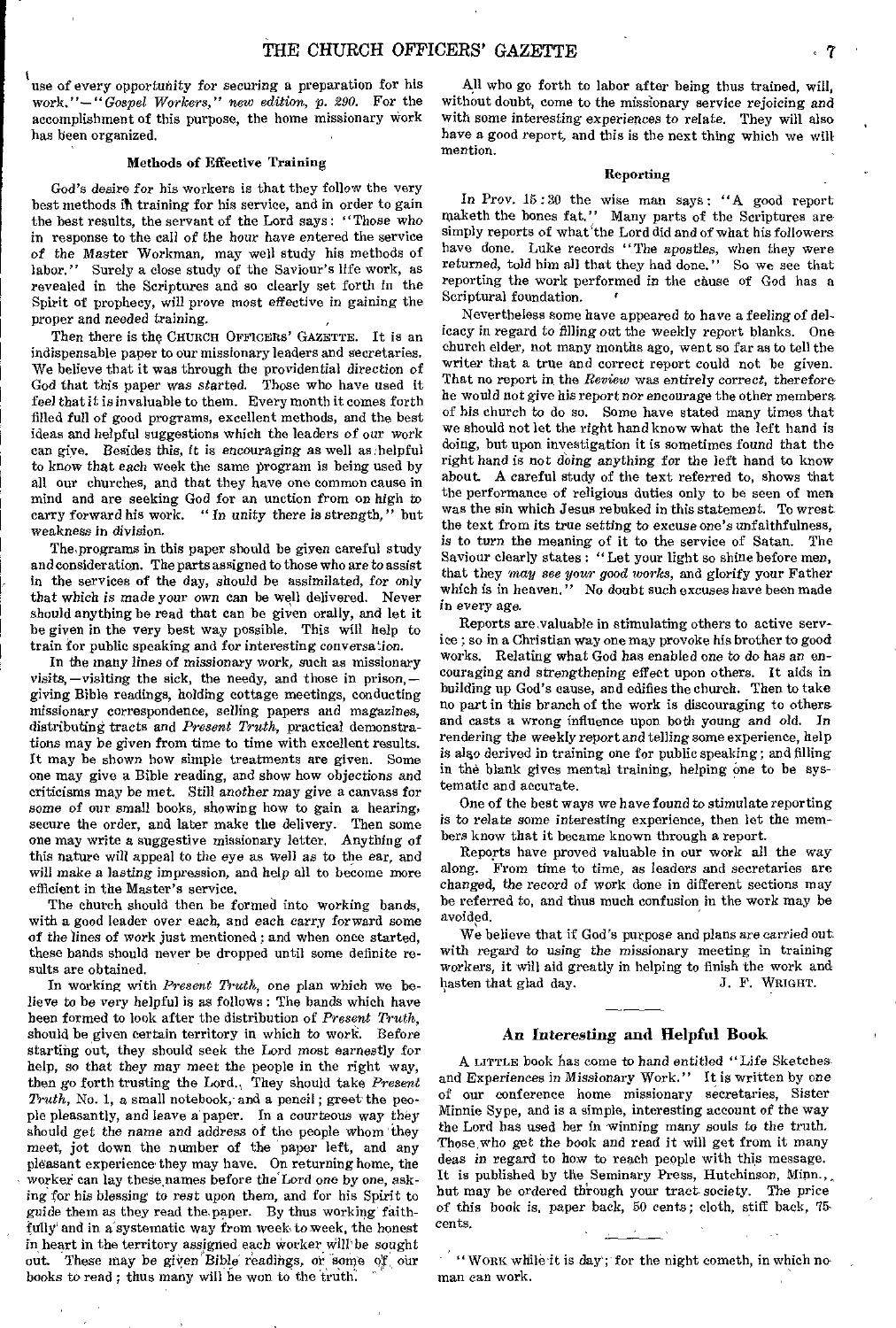use of every opportunity for securing a preparation for his work."—"*Gospel Workers," new edition, p. 290.* For the accomplishment of this purpose, the home missionary work has been organized.

### Methods of Effective Training

God's desire for his workers is that they follow the very best methods in training for his service, and in order to gain the best results, the servant of the Lord says: "Those who in response to the call of the hour have entered the service of the Master Workman, may well study his methods of labor." Surely a close study of the Saviour's life work, as revealed in the Scriptures and so clearly set forth in the Spirit of prophecy, will prove most effective in gaining the proper and needed training.

Then there is the CHURCH OFFICERS' GAZETTE. It is an indispensable paper to our missionary leaders and secretaries. We believe that it was through the providential direction of God that this paper was started. Those who have used it feel that it is invaluable to them. Every month it comes forth filled full of good programs, excellent methods, and the best ideas and helpful suggestions which the leaders of our work can give. Besides this, it is encouraging as well as helpful to know that each week the same program is being used by all our churches, and that they have one common cause in mind and are seeking God for an unction from on high to carry forward his work. "In unity there is strength," but weakness in division.

The programs in this paper should be given careful study and consideration. The parts assigned to those who are to assist in the services of the day, should be assimilated, for only that which is made your own can be well delivered. Never should anything be read that can be given orally, and let it be given in the very best way possible. This will help to train for public speaking and for interesting conversation.

In the many lines of missionary work, such as missionary visits,—visiting the sick, the needy, and those in prison,—giving Bible readings, holding cottage meetings, conducting missionary correspondence, selling papers and magazines, distributing tracts and *Present Truth*, practical demonstrations may be given from time to time with excellent results. It may be shown how simple treatments are given. Some one may give a Bible reading, and show how objections and criticisms may be met. Still another may give a canvass for some of our small books, showing how to gain a hearing, secure the order, and later make the delivery. Then some one may write a suggestive missionary letter. Anything of this nature will appeal to the eye as well as to the ear, and will make a lasting impression, and help all to become more efficient in the Master's service.

The church should then be formed into working bands, with a good leader over each, and each carry forward some of the lines of work just mentioned; and when once started, these bands should never be dropped until some definite results are obtained.

In working with *Present Truth*, one plan which we believe to be very helpful is as follows: The bands which have been formed to look after the distribution of *Present Truth*, should be given certain territory in which to work. Before starting out, they should seek the Lord most earnestly for help, so that they may meet the people in the right way, then go forth trusting the Lord. They should take *Present Truth*, No. 1, a small notebook, and a pencil; greet the people pleasantly, and leave a paper. In a courteous way they should get the name and address of the people whom they meet, jot down the number of the paper left, and any pleasant experience they may have. On returning home, the worker can lay these names before the Lord one by one, asking for his blessing to rest upon them, and for his Spirit to guide them as they read the paper. By thus working faithfully and in a systematic way from week to week, the honest in heart in the territory assigned each worker will be sought out. These may be given Bible readings, or some of our books to read; thus many will be won to the truth.

All who go forth to labor after being thus trained, will, without doubt, come to the missionary service rejoicing and with some interesting experiences to relate. They will also have a good report, and this is the next thing which we will mention.

### Reporting

In Prov. 15:30 the wise man says: "A good report maketh the bones fat." Many parts of the Scriptures are simply reports of what the Lord did and of what his followers have done. Luke records "The apostles, when they were returned, told him all that they had done." So we see that reporting the work performed in the cause of God has a Scriptural foundation.

Nevertheless some have appeared to have a feeling of delicacy in regard to filling out the weekly report blanks. One church elder, not many months ago, went so far as to tell the writer that a true and correct report could not be given. That no report in the *Review* was entirely correct, therefore he would not give his report nor encourage the other members of his church to do so. Some have stated many times that we should not let the right hand know what the left hand is doing, but upon investigation it is sometimes found that the right hand is not doing anything for the left hand to know about. A careful study of the text referred to, shows that the performance of religious duties only to be seen of men was the sin which Jesus rebuked in this statement. To wrest the text from its true setting to excuse one's unfaithfulness, is to turn the meaning of it to the service of Satan. The Saviour clearly states: "Let your light so shine before men, that they *may see your good works*, and glorify your Father which is in heaven." No doubt such excuses have been made in every age.

Reports are valuable in stimulating others to active service; so in a Christian way one may provoke his brother to good works. Relating what God has enabled one to do has an encouraging and strengthening effect upon others. It aids in building up God's cause, and edifies the church. Then to take no part in this branch of the work is discouraging to others and casts a wrong influence upon both young and old. In rendering the weekly report and telling some experience, help is also derived in training one for public speaking; and filling in the blank gives mental training, helping one to be systematic and accurate.

One of the best ways we have found to stimulate reporting is to relate some interesting experience, then let the members know that it became known through a report.

Reports have proved valuable in our work all the way along. From time to time, as leaders and secretaries are changed, the record of work done in different sections may be referred to, and thus much confusion in the work may be avoided.

We believe that if God's purpose and plans are carried out with regard to using the missionary meeting in training workers, it will aid greatly in helping to finish the work and hasten that glad day.

J. F. WRIGHT.

---

## An Interesting and Helpful Book

A LITTLE book has come to hand entitled "Life Sketches and Experiences in Missionary Work." It is written by one of our conference home missionary secretaries, Sister Minnie Sype, and is a simple, interesting account of the way the Lord has used her in winning many souls to the truth. Those who get the book and read it will get from it many deas in regard to how to reach people with this message. It is published by the Seminary Press, Hutchinson, Minn., but may be ordered through your tract society. The price of this book is, paper back, 50 cents; cloth, stiff back, 75 cents.

---

"WORK while it is day; for the night cometh, in which no man can work.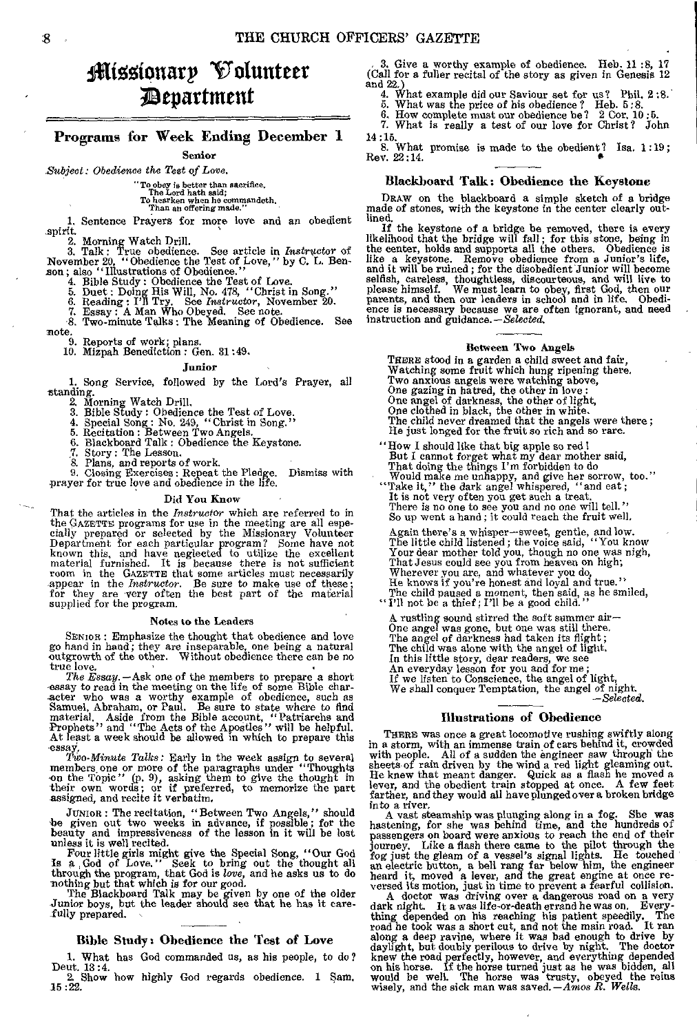# Missionary Volunteer Department

## Programs for Week Ending December 1

### Senior

*Subject: Obedience the Test of Love.*

> "To obey is better than sacrifice,
> The Lord hath said;
> To hearken when he commandeth,
> Than an offering made."

1. Sentence Prayers for more love and an obedient spirit.
2. Morning Watch Drill.
3. Talk: True obedience. See article in *Instructor* of November 20, "Obedience the Test of Love," by C. L. Benson; also "Illustrations of Obedience."
4. Bible Study: Obedience the Test of Love.
5. Duet: Doing His Will, No. 478, "Christ in Song."
6. Reading: I'll Try. See *Instructor*, November 20.
7. Essay: A Man Who Obeyed. See note.
8. Two-minute Talks: The Meaning of Obedience. See note.
9. Reports of work; plans.
10. Mizpah Benediction: Gen. 31:49.

### Junior

1. Song Service, followed by the Lord's Prayer, all standing.
2. Morning Watch Drill.
3. Bible Study: Obedience the Test of Love.
4. Special Song: No. 249, "Christ in Song."
5. Recitation: Between Two Angels.
6. Blackboard Talk: Obedience the Keystone.
7. Story: The Lesson.
8. Plans, and reports of work.
9. Closing Exercises: Repeat the Pledge. Dismiss with prayer for true love and obedience in the life.

#### Did You Know

That the articles in the *Instructor* which are referred to in the GAZETTE programs for use in the meeting are all especially prepared or selected by the Missionary Volunteer Department for each particular program? Some have not known this, and have neglected to utilize the excellent material furnished. It is because there is not sufficient room in the GAZETTE that some articles must necessarily appear in the *Instructor*. Be sure to make use of these; for they are very often the best part of the material supplied for the program.

#### Notes to the Leaders

SENIOR: Emphasize the thought that obedience and love go hand in hand; they are inseparable, one being a natural outgrowth of the other. Without obedience there can be no true love.

*The Essay.*—Ask one of the members to prepare a short essay to read in the meeting on the life of some Bible character who was a worthy example of obedience, such as Samuel, Abraham, or Paul. Be sure to state where to find material. Aside from the Bible account, "Patriarchs and Prophets" and "The Acts of the Apostles" will be helpful. At least a week should be allowed in which to prepare this essay.

*Two-Minute Talks:* Early in the week assign to several members one or more of the paragraphs under "Thoughts on the Topic" (p. 9), asking them to give the thought in their own words; or if preferred, to memorize the part assigned, and recite it verbatim.

JUNIOR: The recitation, "Between Two Angels," should be given out two weeks in advance, if possible; for the beauty and impressiveness of the lesson in it will be lost unless it is well recited.

Four little girls might give the Special Song, "Our God Is a God of Love." Seek to bring out the thought all through the program, that God is *love*, and he asks us to do nothing but that which is for our good.

The Blackboard Talk may be given by one of the older Junior boys, but the leader should see that he has it carefully prepared.

## Bible Study: Obedience the Test of Love

1. What has God commanded us, as his people, to do? Deut. 13:4.
2. Show how highly God regards obedience. 1 Sam. 15:22.
3. Give a worthy example of obedience. Heb. 11:8, 17 (Call for a fuller recital of the story as given in Genesis 12 and 22.)
4. What example did our Saviour set for us? Phil. 2:8.
5. What was the price of his obedience? Heb. 5:8.
6. How complete must our obedience be? 2 Cor. 10:5.
7. What is really a test of our love for Christ? John 14:15.
8. What promise is made to the obedient? Isa. 1:19; Rev. 22:14.

## Blackboard Talk: Obedience the Keystone

DRAW on the blackboard a simple sketch of a bridge made of stones, with the keystone in the center clearly outlined.

If the keystone of a bridge be removed, there is every likelihood that the bridge will fall; for this stone, being in the center, holds and supports all the others. Obedience is like a keystone. Remove obedience from a Junior's life, and it will be ruined; for the disobedient Junior will become selfish, careless, thoughtless, discourteous, and will live to please himself. We must learn to obey, first God, then our parents, and then our leaders in school and in life. Obedience is necessary because we are often ignorant, and need instruction and guidance.—*Selected.*

#### Between Two Angels

THERE stood in a garden a child sweet and fair,
Watching some fruit which hung ripening there.
Two anxious angels were watching above,
One gazing in hatred, the other in love:
One angel of darkness, the other of light,
One clothed in black, the other in white.
The child never dreamed that the angels were there;
He just longed for the fruit so rich and so rare.

"How I should like that big apple so red!
But I cannot forget what my dear mother said,
That doing the things I'm forbidden to do
Would make me unhappy, and give her sorrow, too."
"Take it," the dark angel whispered, "and eat;
It is not very often you get such a treat.
There is no one to see you and no one will tell."
So up went a hand; it could reach the fruit well.

Again there's a whisper—sweet, gentle, and low.
The little child listened; the voice said, "You know
Your dear mother told you, though no one was nigh,
That Jesus could see you from heaven on high;
Wherever you are, and whatever you do,
He knows if you're honest and loyal and true."
The child paused a moment, then said, as he smiled,
"I'll not be a thief; I'll be a good child."

A rustling sound stirred the soft summer air—
One angel was gone, but one was still there.
The angel of darkness had taken its flight;
The child was alone with the angel of light.
In this little story, dear readers, we see
An everyday lesson for you and for me;
If we listen to Conscience, the angel of light,
We shall conquer Temptation, the angel of night.

—*Selected.*

## Illustrations of Obedience

THERE was once a great locomotive rushing swiftly along in a storm, with an immense train of cars behind it, crowded with people. All of a sudden the engineer saw through the sheets of rain driven by the wind a red light gleaming out. He knew that meant danger. Quick as a flash he moved a lever, and the obedient train stopped at once. A few feet farther, and they would all have plunged over a broken bridge into a river.

A vast steamship was plunging along in a fog. She was hastening, for she was behind time, and the hundreds of passengers on board were anxious to reach the end of their journey. Like a flash there came to the pilot through the fog just the gleam of a vessel's signal lights. He touched an electric button, a bell rang far below him, the engineer heard it, moved a lever, and the great engine at once reversed its motion, just in time to prevent a fearful collision.

A doctor was driving over a dangerous road on a very dark night. It was a life-or-death errand he was on. Everything depended on his reaching his patient speedily. The road he took was a short cut, and not the main road. It ran along a deep ravine, where it was bad enough to drive by daylight, but doubly perilous to drive by night. The doctor knew the road perfectly, however, and everything depended on his horse. If the horse turned just as he was bidden, all would be well. The horse was trusty, obeyed the reins wisely, and the sick man was saved.—*Amos R. Wells.*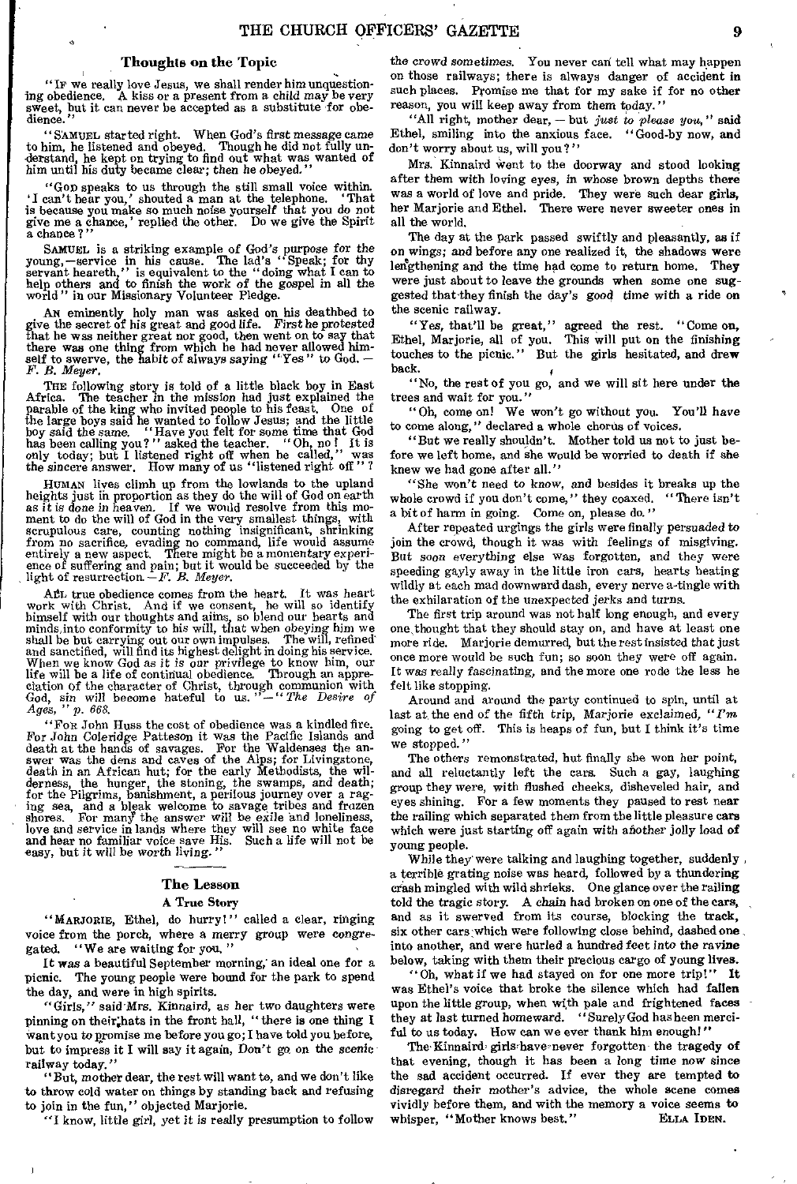### Thoughts on the Topic

"If we really love Jesus, we shall render him unquestioning obedience. A kiss or a present from a child may be very sweet, but it can never be accepted as a substitute for obedience."

"Samuel started right. When God's first message came to him, he listened and obeyed. Though he did not fully understand, he kept on trying to find out what was wanted of him until his duty became clear; then he obeyed."

"God speaks to us through the still small voice within. 'I can't hear you,' shouted a man at the telephone. 'That is because you make so much noise yourself that you do not give me a chance,' replied the other. Do we give the Spirit a chance?"

Samuel is a striking example of God's purpose for the young,—service in his cause. The lad's "Speak; for thy servant heareth," is equivalent to the "doing what I can to help others and to finish the work of the gospel in all the world" in our Missionary Volunteer Pledge.

An eminently holy man was asked on his deathbed to give the secret of his great and good life. First he protested that he was neither great nor good, then went on to say that there was one thing from which he had never allowed himself to swerve, the habit of always saying "Yes" to God. —*F. B. Meyer.*

The following story is told of a little black boy in East Africa. The teacher in the mission had just explained the parable of the king who invited people to his feast. One of the large boys said he wanted to follow Jesus; and the little boy said the same. "Have you felt for some time that God has been calling you?" asked the teacher. "Oh, no! It is only today; but I listened right off when he called," was the sincere answer. How many of us "listened right off"?

Human lives climb up from the lowlands to the upland heights just in proportion as they do the will of God on earth as it is done in heaven. If we would resolve from this moment to do the will of God in the very smallest things, with scrupulous care, counting nothing insignificant, shrinking from no sacrifice, evading no command, life would assume entirely a new aspect. There might be a momentary experience of suffering and pain; but it would be succeeded by the light of resurrection.—*F. B. Meyer.*

All true obedience comes from the heart. It was heart work with Christ. And if we consent, he will so identify himself with our thoughts and aims, so blend our hearts and minds into conformity to his will, that when obeying him we shall be but carrying out our own impulses. The will, refined and sanctified, will find its highest delight in doing his service. When we know God as it is our privilege to know him, our life will be a life of continual obedience. Through an appreciation of the character of Christ, through communion with God, sin will become hateful to us."—"*The Desire of Ages,*" *p. 668.*

"For John Huss the cost of obedience was a kindled fire. For John Coleridge Patteson it was the Pacific Islands and death at the hands of savages. For the Waldenses the answer was the dens and caves of the Alps; for Livingstone, death in an African hut; for the early Methodists, the wilderness, the hunger, the stoning, the swamps, and death; for the Pilgrims, banishment, a perilous journey over a raging sea, and a bleak welcome to savage tribes and frozen shores. For many the answer will be exile and loneliness, love and service in lands where they will see no white face and hear no familiar voice save His. Such a life will not be easy, but it will be worth living."

### The Lesson

#### A True Story

"Marjorie, Ethel, do hurry!" called a clear, ringing voice from the porch, where a merry group were congregated. "We are waiting for you."

It was a beautiful September morning, an ideal one for a picnic. The young people were bound for the park to spend the day, and were in high spirits.

"Girls," said Mrs. Kinnaird, as her two daughters were pinning on their hats in the front hall, "there is one thing I want you to promise me before you go; I have told you before, but to impress it I will say it again, *Don't go on the scenic railway today.*"

"But, mother dear, the rest will want to, and we don't like to throw cold water on things by standing back and refusing to join in the fun," objected Marjorie.

"I know, little girl, yet it is really presumption to follow the crowd sometimes. You never can tell what may happen on those railways; there is always danger of accident in such places. Promise me that for my sake if for no other reason, you will keep away from them today."

"All right, mother dear,—but *just to please you,*" said Ethel, smiling into the anxious face. "Good-by now, and don't worry about us, will you?"

Mrs. Kinnaird went to the doorway and stood looking after them with loving eyes, in whose brown depths there was a world of love and pride. They were such dear girls, her Marjorie and Ethel. There were never sweeter ones in all the world.

The day at the park passed swiftly and pleasantly, as if on wings; and before any one realized it, the shadows were lengthening and the time had come to return home. They were just about to leave the grounds when some one suggested that they finish the day's good time with a ride on the scenic railway.

"Yes, that'll be great," agreed the rest. "Come on, Ethel, Marjorie, all of you. This will put on the finishing touches to the picnic." But the girls hesitated, and drew back.

"No, the rest of you go, and we will sit here under the trees and wait for you."

"Oh, come on! We won't go without you. You'll have to come along," declared a whole chorus of voices.

"But we really shouldn't. Mother told us not to just before we left home, and she would be worried to death if she knew we had gone after all."

"She won't need to know, and besides it breaks up the whole crowd if you don't come," they coaxed. "There isn't a bit of harm in going. Come on, please do."

After repeated urgings the girls were finally persuaded to join the crowd, though it was with feelings of misgiving. But soon everything else was forgotten, and they were speeding gayly away in the little iron cars, hearts beating wildly at each mad downward dash, every nerve a-tingle with the exhilaration of the unexpected jerks and turns.

The first trip around was not half long enough, and every one thought that they should stay on, and have at least one more ride. Marjorie demurred, but the rest insisted that just once more would be such fun; so soon they were off again. It was really fascinating, and the more one rode the less he felt like stopping.

Around and around the party continued to spin, until at last at the end of the fifth trip, Marjorie exclaimed, "*I'm* going to get off. This is heaps of fun, but I think it's time we stopped."

The others remonstrated, but finally she won her point, and all reluctantly left the cars. Such a gay, laughing group they were, with flushed cheeks, disheveled hair, and eyes shining. For a few moments they paused to rest near the railing which separated them from the little pleasure cars which were just starting off again with another jolly load of young people.

While they were talking and laughing together, suddenly a terrible grating noise was heard, followed by a thundering crash mingled with wild shrieks. One glance over the railing told the tragic story. A chain had broken on one of the cars, and as it swerved from its course, blocking the track, six other cars which were following close behind, dashed one into another, and were hurled a hundred feet into the ravine below, taking with them their precious cargo of young lives.

"Oh, what if we had stayed on for one more trip!" It was Ethel's voice that broke the silence which had fallen upon the little group, when with pale and frightened faces they at last turned homeward. "Surely God has been merciful to us today. How can we ever thank him enough!"

The Kinnaird girls have never forgotten the tragedy of that evening, though it has been a long time now since the sad accident occurred. If ever they are tempted to disregard their mother's advice, the whole scene comes vividly before them, and with the memory a voice seems to whisper, "Mother knows best."

Ella Iden.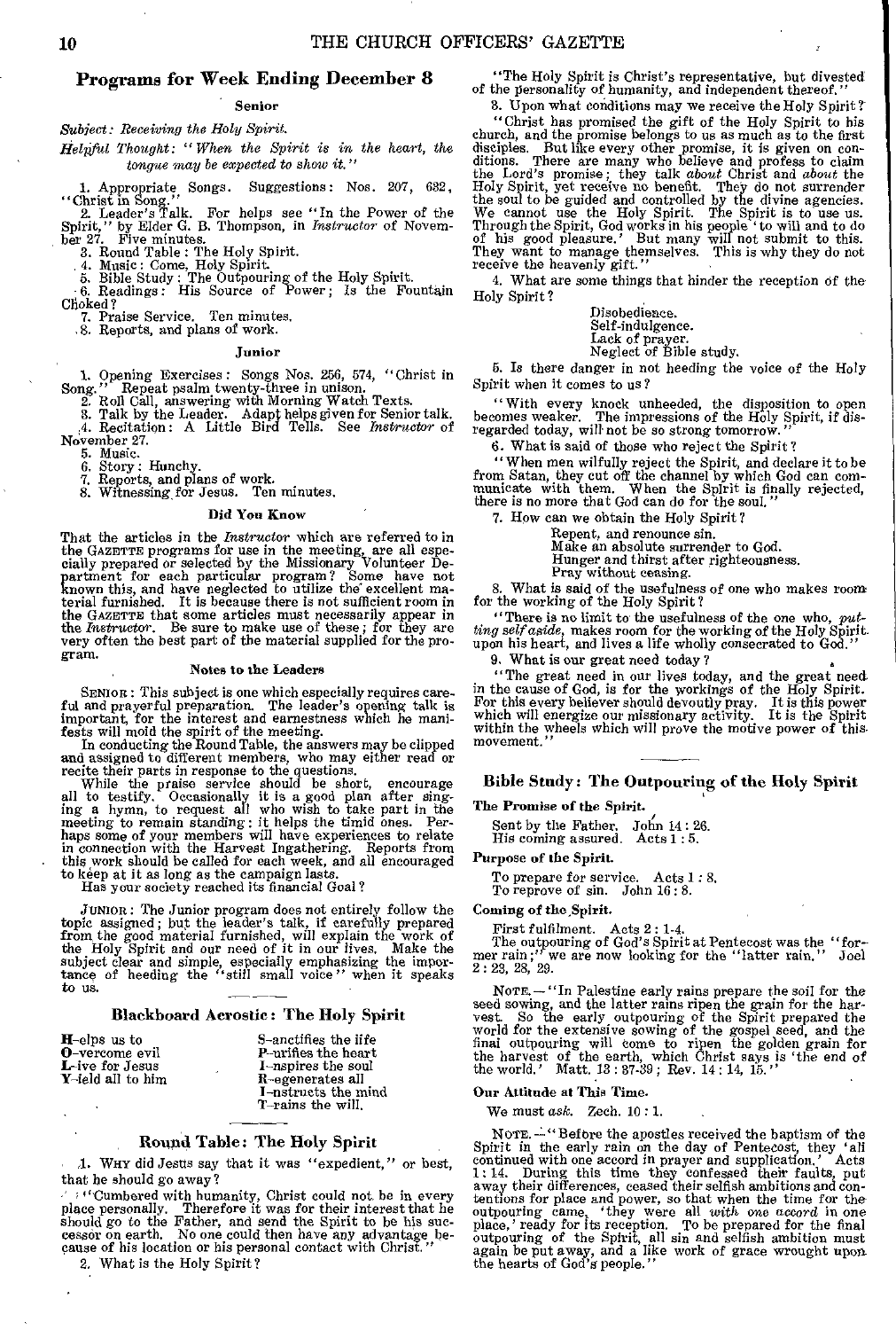## Programs for Week Ending December 8

### Senior

*Subject: Receiving the Holy Spirit.*

*Helpful Thought: "When the Spirit is in the heart, the tongue may be expected to show it."*

1. Appropriate Songs. Suggestions: Nos. 207, 632, "Christ in Song."
2. Leader's Talk. For helps see "In the Power of the Spirit," by Elder G. B. Thompson, in *Instructor* of November 27. Five minutes.
3. Round Table: The Holy Spirit.
4. Music: Come, Holy Spirit.
5. Bible Study: The Outpouring of the Holy Spirit.
6. Readings: His Source of Power; Is the Fountain Choked?
7. Praise Service. Ten minutes.
8. Reports, and plans of work.

### Junior

1. Opening Exercises: Songs Nos. 256, 574, "Christ in Song." Repeat psalm twenty-three in unison.
2. Roll Call, answering with Morning Watch Texts.
3. Talk by the Leader. Adapt helps given for Senior talk.
4. Recitation: A Little Bird Tells. See *Instructor* of November 27.
5. Music.
6. Story: Hunchy.
7. Reports, and plans of work.
8. Witnessing for Jesus. Ten minutes.

### Did You Know

That the articles in the *Instructor* which are referred to in the GAZETTE programs for use in the meeting, are all especially prepared or selected by the Missionary Volunteer Department for each particular program? Some have not known this, and have neglected to utilize the excellent material furnished. It is because there is not sufficient room in the GAZETTE that some articles must necessarily appear in the *Instructor*. Be sure to make use of these; for they are very often the best part of the material supplied for the program.

### Notes to the Leaders

SENIOR: This subject is one which especially requires careful and prayerful preparation. The leader's opening talk is important, for the interest and earnestness which he manifests will mold the spirit of the meeting.

In conducting the Round Table, the answers may be clipped and assigned to different members, who may either read or recite their parts in response to the questions.

While the praise service should be short, encourage all to testify. Occasionally it is a good plan after singing a hymn, to request all who wish to take part in the meeting to remain standing: it helps the timid ones. Perhaps some of your members will have experiences to relate in connection with the Harvest Ingathering. Reports from this work should be called for each week, and all encouraged to keep at it as long as the campaign lasts.

Has your society reached its financial Goal?

JUNIOR: The Junior program does not entirely follow the topic assigned; but the leader's talk, if carefully prepared from the good material furnished, will explain the work of the Holy Spirit and our need of it in our lives. Make the subject clear and simple, especially emphasizing the importance of heeding the "still small voice" when it speaks to us.

## Blackboard Acrostic: The Holy Spirit

**H**–elps us to
**O**–vercome evil
**L**–ive for Jesus
**Y**–ield all to him

S–anctifies the life
P–urifies the heart
I–nspires the soul
R–egenerates all
I–nstructs the mind
T–rains the will.

## Round Table: The Holy Spirit

1. WHY did Jesus say that it was "expedient," or best, that he should go away?

"Cumbered with humanity, Christ could not be in every place personally. Therefore it was for their interest that he should go to the Father, and send the Spirit to be his successor on earth. No one could then have any advantage because of his location or his personal contact with Christ."

2. What is the Holy Spirit?

"The Holy Spirit is Christ's representative, but divested of the personality of humanity, and independent thereof."

3. Upon what conditions may we receive the Holy Spirit?

"Christ has promised the gift of the Holy Spirit to his church, and the promise belongs to us as much as to the first disciples. But like every other promise, it is given on conditions. There are many who believe and profess to claim the Lord's promise; they talk *about* Christ and *about* the Holy Spirit, yet receive no benefit. They do not surrender the soul to be guided and controlled by the divine agencies. We cannot use the Holy Spirit. The Spirit is to use us. Through the Spirit, God works in his people 'to will and to do of his good pleasure.' But many will not submit to this. They want to manage themselves. This is why they do not receive the heavenly gift."

4. What are some things that hinder the reception of the Holy Spirit?

Disobedience.
Self-indulgence.
Lack of prayer.
Neglect of Bible study.

5. Is there danger in not heeding the voice of the Holy Spirit when it comes to us?

"With every knock unheeded, the disposition to open becomes weaker. The impressions of the Holy Spirit, if disregarded today, will not be so strong tomorrow."

6. What is said of those who reject the Spirit?

"When men wilfully reject the Spirit, and declare it to be from Satan, they cut off the channel by which God can communicate with them. When the Spirit is finally rejected, there is no more that God can do for the soul."

7. How can we obtain the Holy Spirit?

Repent, and renounce sin.
Make an absolute surrender to God.
Hunger and thirst after righteousness.
Pray without ceasing.

8. What is said of the usefulness of one who makes room for the working of the Holy Spirit?

"There is no limit to the usefulness of the one who, *putting self aside*, makes room for the working of the Holy Spirit upon his heart, and lives a life wholly consecrated to God."

9. What is our great need today?

"The great need in our lives today, and the great need in the cause of God, is for the workings of the Holy Spirit. For this every believer should devoutly pray. It is this power which will energize our missionary activity. It is the Spirit within the wheels which will prove the motive power of this movement."

## Bible Study: The Outpouring of the Holy Spirit

**The Promise of the Spirit.**

Sent by the Father. John 14 : 26.
His coming assured. Acts 1 : 5.

**Purpose of the Spirit.**

To prepare for service. Acts 1 : 8.
To reprove of sin. John 16 : 8.

**Coming of the Spirit.**

First fulfilment. Acts 2 : 1-4.

The outpouring of God's Spirit at Pentecost was the "former rain;" we are now looking for the "latter rain." Joel 2 : 23, 28, 29.

NOTE.— "In Palestine early rains prepare the soil for the seed sowing, and the latter rains ripen the grain for the harvest. So the early outpouring of the Spirit prepared the world for the extensive sowing of the gospel seed, and the final outpouring will come to ripen the golden grain for the harvest of the earth, which Christ says is 'the end of the world.' Matt. 13 : 37-39 ; Rev. 14 : 14, 15."

**Our Attitude at This Time.**

We must *ask*. Zech. 10 : 1.

NOTE.— "Before the apostles received the baptism of the Spirit in the early rain on the day of Pentecost, they 'all continued with one accord in prayer and supplication.' Acts 1 : 14. During this time they confessed their faults, put away their differences, ceased their selfish ambitions and contentions for place and power, so that when the time for the outpouring came, 'they were all *with one accord* in one place,' ready for its reception. To be prepared for the final outpouring of the Spirit, all sin and selfish ambition must again be put away, and a like work of grace wrought upon the hearts of God's people."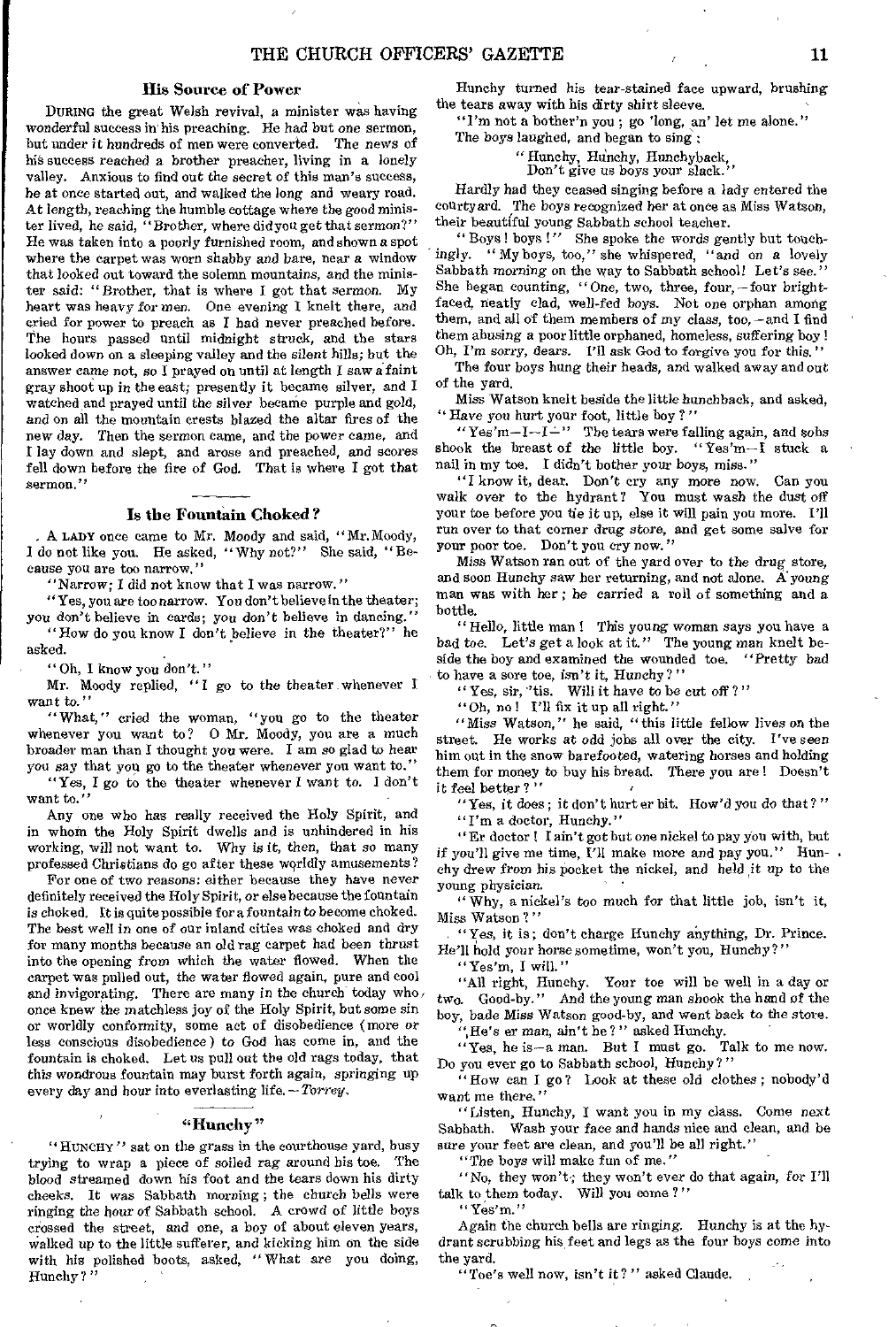### His Source of Power

DURING the great Welsh revival, a minister was having wonderful success in his preaching. He had but one sermon, but under it hundreds of men were converted. The news of his success reached a brother preacher, living in a lonely valley. Anxious to find out the secret of this man's success, he at once started out, and walked the long and weary road. At length, reaching the humble cottage where the good minister lived, he said, "Brother, where did you get that sermon?" He was taken into a poorly furnished room, and shown a spot where the carpet was worn shabby and bare, near a window that looked out toward the solemn mountains, and the minister said: "Brother, that is where I got that sermon. My heart was heavy for men. One evening I knelt there, and cried for power to preach as I had never preached before. The hours passed until midnight struck, and the stars looked down on a sleeping valley and the silent hills; but the answer came not, so I prayed on until at length I saw a faint gray shoot up in the east; presently it became silver, and I watched and prayed until the silver became purple and gold, and on all the mountain crests blazed the altar fires of the new day. Then the sermon came, and the power came, and I lay down and slept, and arose and preached, and scores fell down before the fire of God. That is where I got that sermon."

### Is the Fountain Choked?

A LADY once came to Mr. Moody and said, "Mr. Moody, I do not like you. He asked, "Why not?" She said, "Because you are too narrow."

"Narrow; I did not know that I was narrow."

"Yes, you are too narrow. You don't believe in the theater; you don't believe in cards; you don't believe in dancing."

"How do you know I don't believe in the theater?" he asked.

"Oh, I know you don't."

Mr. Moody replied, "I go to the theater whenever I want to."

"What," cried the woman, "you go to the theater whenever you want to? O Mr. Moody, you are a much broader man than I thought you were. I am so glad to hear you say that you go to the theater whenever you want to."

"Yes, I go to the theater whenever I want to. I don't want to."

Any one who has really received the Holy Spirit, and in whom the Holy Spirit dwells and is unhindered in his working, will not want to. Why is it, then, that so many professed Christians do go after these worldly amusements?

For one of two reasons: either because they have never definitely received the Holy Spirit, or else because the fountain is choked. It is quite possible for a fountain to become choked. The best well in one of our inland cities was choked and dry for many months because an old rag carpet had been thrust into the opening from which the water flowed. When the carpet was pulled out, the water flowed again, pure and cool and invigorating. There are many in the church today who once knew the matchless joy of the Holy Spirit, but some sin or worldly conformity, some act of disobedience (more or less conscious disobedience) to God has come in, and the fountain is choked. Let us pull out the old rags today, that this wondrous fountain may burst forth again, springing up every day and hour into everlasting life. — *Torrey.*

### "Hunchy"

"HUNCHY" sat on the grass in the courthouse yard, busy trying to wrap a piece of soiled rag around his toe. The blood streamed down his foot and the tears down his dirty cheeks. It was Sabbath morning; the church bells were ringing the hour of Sabbath school. A crowd of little boys crossed the street, and one, a boy of about eleven years, walked up to the little sufferer, and kicking him on the side with his polished boots, asked, "What are you doing, Hunchy?"

Hunchy turned his tear-stained face upward, brushing the tears away with his dirty shirt sleeve.

"I'm not a bother'n you; go 'long, an' let me alone."

The boys laughed, and began to sing:

"Hunchy, Hunchy, Hunchyback,
Don't give us boys your slack."

Hardly had they ceased singing before a lady entered the courtyard. The boys recognized her at once as Miss Watson, their beautiful young Sabbath school teacher.

"Boys! boys!" She spoke the words gently but touchingly. "My boys, too," she whispered, "and on a lovely Sabbath morning on the way to Sabbath school! Let's see." She began counting, "One, two, three, four, — four bright-faced, neatly clad, well-fed boys. Not one orphan among them, and all of them members of my class, too, — and I find them abusing a poor little orphaned, homeless, suffering boy! Oh, I'm sorry, dears. I'll ask God to forgive you for this."

The four boys hung their heads, and walked away and out of the yard.

Miss Watson knelt beside the little hunchback, and asked, "Have you hurt your foot, little boy?"

"Yes'm — I — I —" The tears were falling again, and sobs shook the breast of the little boy. "Yes'm — I stuck a nail in my toe. I didn't bother your boys, miss."

"I know it, dear. Don't cry any more now. Can you walk over to the hydrant? You must wash the dust off your toe before you tie it up, else it will pain you more. I'll run over to that corner drug store, and get some salve for your poor toe. Don't you cry now."

Miss Watson ran out of the yard over to the drug store, and soon Hunchy saw her returning, and not alone. A young man was with her; he carried a roll of something and a bottle.

"Hello, little man! This young woman says you have a bad toe. Let's get a look at it." The young man knelt beside the boy and examined the wounded toe. "Pretty bad to have a sore toe, isn't it, Hunchy?"

"Yes, sir, 'tis. Will it have to be cut off?"

"Oh, no! I'll fix it up all right."

"Miss Watson," he said, "this little fellow lives on the street. He works at odd jobs all over the city. I've seen him out in the snow barefooted, watering horses and holding them for money to buy his bread. There you are! Doesn't it feel better?"

"Yes, it does; it don't hurt er bit. How'd you do that?"

"I'm a doctor, Hunchy."

"Er doctor! I ain't got but one nickel to pay you with, but if you'll give me time, I'll make more and pay you." Hunchy drew from his pocket the nickel, and held it up to the young physician.

"Why, a nickel's too much for that little job, isn't it, Miss Watson?"

"Yes, it is; don't charge Hunchy anything, Dr. Prince. He'll hold your horse sometime, won't you, Hunchy?"

"Yes'm, I will."

"All right, Hunchy. Your toe will be well in a day or two. Good-by." And the young man shook the hand of the boy, bade Miss Watson good-by, and went back to the store.

"He's er man, ain't he?" asked Hunchy.

"Yes, he is — a man. But I must go. Talk to me now. Do you ever go to Sabbath school, Hunchy?"

"How can I go? Look at these old clothes; nobody'd want me there."

"Listen, Hunchy, I want you in my class. Come next Sabbath. Wash your face and hands nice and clean, and be sure your feet are clean, and you'll be all right."

"The boys will make fun of me."

"No, they won't; they won't ever do that again, for I'll talk to them today. Will you come?"

"Yes'm."

Again the church bells are ringing. Hunchy is at the hydrant scrubbing his feet and legs as the four boys come into the yard.

"Toe's well now, isn't it?" asked Claude.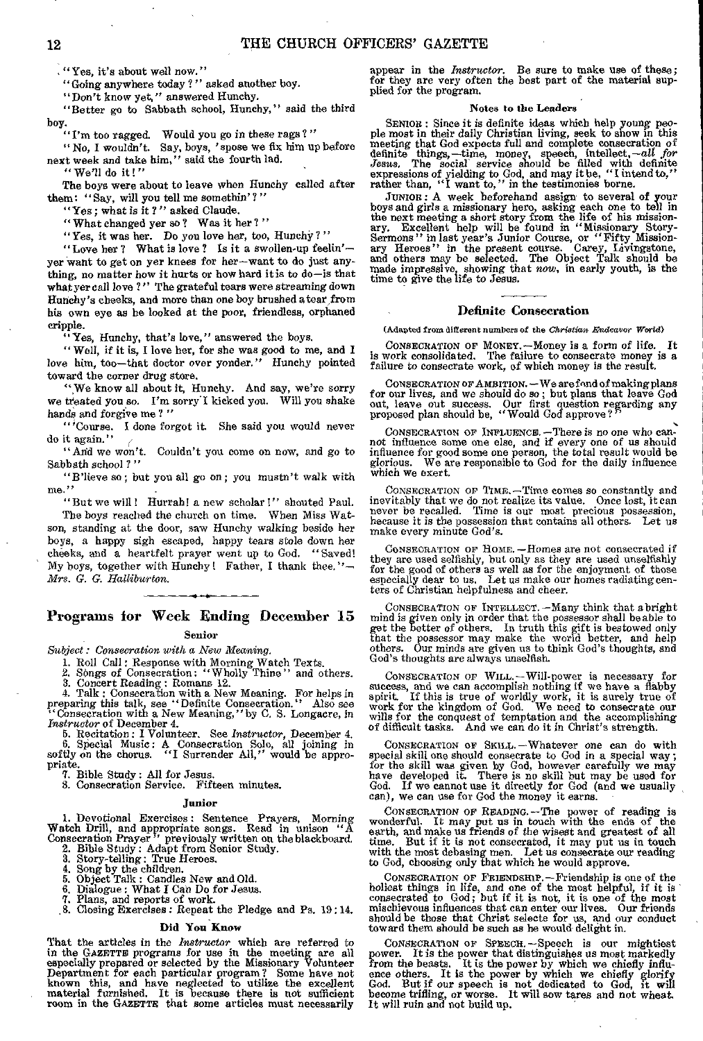"Yes, it's about well now."

"Going anywhere today?" asked another boy.

"Don't know yet," answered Hunchy.

"Better go to Sabbath school, Hunchy," said the third boy.

"I'm too ragged. Would you go in these rags?"

"No, I wouldn't. Say, boys, 'spose we fix him up before next week and take him," said the fourth lad.

"We'll do it!"

The boys were about to leave when Hunchy called after them: "Say, will you tell me somethin'?"

"Yes; what is it?" asked Claude.

"What changed yer so? Was it her?"

"Yes, it was her. Do you love her, too, Hunchy?"

"Love her? What is love? Is it a swollen-up feelin'—yer want to get on yer knees for her—want to do just anything, no matter how it hurts or how hard it is to do—is that what yer call love?" The grateful tears were streaming down Hunchy's cheeks, and more than one boy brushed a tear from his own eye as he looked at the poor, friendless, orphaned cripple.

"Yes, Hunchy, that's love," answered the boys.

"Well, if it is, I love her, for she was good to me, and I love him, too—that doctor over yonder." Hunchy pointed toward the corner drug store.

"We know all about it, Hunchy. And say, we're sorry we treated you so. I'm sorry I kicked you. Will you shake hands and forgive me?"

"'Course. I done forgot it. She said you would never do it again."

"And we won't. Couldn't you come on now, and go to Sabbath school?"

"B'lieve so; but you all go on; you mustn't walk with me."

"But we will! Hurrah! a new scholar!" shouted Paul.

The boys reached the church on time. When Miss Watson, standing at the door, saw Hunchy walking beside her boys, a happy sigh escaped, happy tears stole down her cheeks, and a heartfelt prayer went up to God. "Saved! My boys, together with Hunchy! Father, I thank thee."—*Mrs. G. G. Halliburton.*

## Programs for Week Ending December 15

### Senior

*Subject: Consecration with a New Meaning.*

1. Roll Call: Response with Morning Watch Texts.
2. Songs of Consecration: "Wholly Thine" and others.
3. Concert Reading: Romans 12.
4. Talk: Consecration with a New Meaning. For helps in preparing this talk, see "Definite Consecration." Also see "Consecration with a New Meaning," by C. S. Longacre, in *Instructor* of December 4.
5. Recitation: I Volunteer. See *Instructor*, December 4.
6. Special Music: A Consecration Solo, all joining in softly on the chorus. "I Surrender All," would be appropriate.
7. Bible Study: All for Jesus.
8. Consecration Service. Fifteen minutes.

### Junior

1. Devotional Exercises: Sentence Prayers, Morning Watch Drill, and appropriate songs. Read in unison "A Consecration Prayer" previously written on the blackboard.
2. Bible Study: Adapt from Senior Study.
3. Story-telling: True Heroes.
4. Song by the children.
5. Object Talk: Candles New and Old.
6. Dialogue: What I Can Do for Jesus.
7. Plans, and reports of work.
8. Closing Exercises: Repeat the Pledge and Ps. 19:14.

### Did You Know

That the articles in the *Instructor* which are referred to in the GAZETTE programs for use in the meeting are all especially prepared or selected by the Missionary Volunteer Department for each particular program? Some have not known this, and have neglected to utilize the excellent material furnished. It is because there is not sufficient room in the GAZETTE that some articles must necessarily appear in the *Instructor*. Be sure to make use of these; for they are very often the best part of the material supplied for the program.

### Notes to the Leaders

SENIOR: Since it is definite ideas which help young people most in their daily Christian living, seek to show in this meeting that God expects full and complete consecration of definite things,—time, money, speech, intellect,—*all for Jesus.* The social service should be filled with definite expressions of yielding to God, and may it be, "I intend to," rather than, "I want to," in the testimonies borne.

JUNIOR: A week beforehand assign to several of your boys and girls a missionary hero, asking each one to tell in the next meeting a short story from the life of his missionary. Excellent help will be found in "Missionary Story-Sermons" in last year's Junior Course, or "Fifty Missionary Heroes" in the present course. Carey, Livingstone, and others may be selected. The Object Talk should be made impressive, showing that *now*, in early youth, is the time to give the life to Jesus.

## Definite Consecration

(Adapted from different numbers of the *Christian Endeavor World*)

CONSECRATION OF MONEY.—Money is a form of life. It is work consolidated. The failure to consecrate money is a failure to consecrate work, of which money is the result.

CONSECRATION OF AMBITION.—We are fond of making plans for our lives, and we should do so; but plans that leave God out, leave out success. Our first question regarding any proposed plan should be, "Would God approve?"

CONSECRATION OF INFLUENCE.—There is no one who cannot influence some one else, and if every one of us should influence for good some one person, the total result would be glorious. We are responsible to God for the daily influence which we exert.

CONSECRATION OF TIME.—Time comes so constantly and inevitably that we do not realize its value. Once lost, it can never be recalled. Time is our most precious possession, because it is the possession that contains all others. Let us make every minute God's.

CONSECRATION OF HOME.—Homes are not consecrated if they are used selfishly, but only as they are used unselfishly for the good of others as well as for the enjoyment of those especially dear to us. Let us make our homes radiating centers of Christian helpfulness and cheer.

CONSECRATION OF INTELLECT.—Many think that a bright mind is given only in order that the possessor shall be able to get the better of others. In truth this gift is bestowed only that the possessor may make the world better, and help others. Our minds are given us to think God's thoughts, and God's thoughts are always unselfish.

CONSECRATION OF WILL.—Will-power is necessary for success, and we can accomplish nothing if we have a flabby spirit. If this is true of worldly work, it is surely true of work for the kingdom of God. We need to consecrate our wills for the conquest of temptation and the accomplishing of difficult tasks. And we can do it in Christ's strength.

CONSECRATION OF SKILL.—Whatever one can do with special skill one should consecrate to God in a special way; for the skill was given by God, however carefully we may have developed it. There is no skill but may be used for God. If we cannot use it directly for God (and we usually can), we can use for God the money it earns.

CONSECRATION OF READING.—The power of reading is wonderful. It may put us in touch with the ends of the earth, and make us friends of the wisest and greatest of all time. But if it is not consecrated, it may put us in touch with the most debasing men. Let us consecrate our reading to God, choosing only that which he would approve.

CONSECRATION OF FRIENDSHIP.—Friendship is one of the holiest things in life, and one of the most helpful, if it is consecrated to God; but if it is not, it is one of the most mischievous influences that can enter our lives. Our friends should be those that Christ selects for us, and our conduct toward them should be such as he would delight in.

CONSECRATION OF SPEECH.—Speech is our mightiest power. It is the power that distinguishes us most markedly from the beasts. It is the power by which we chiefly influence others. It is the power by which we chiefly glorify God. But if our speech is not dedicated to God, it will become trifling, or worse. It will sow tares and not wheat. It will ruin and not build up.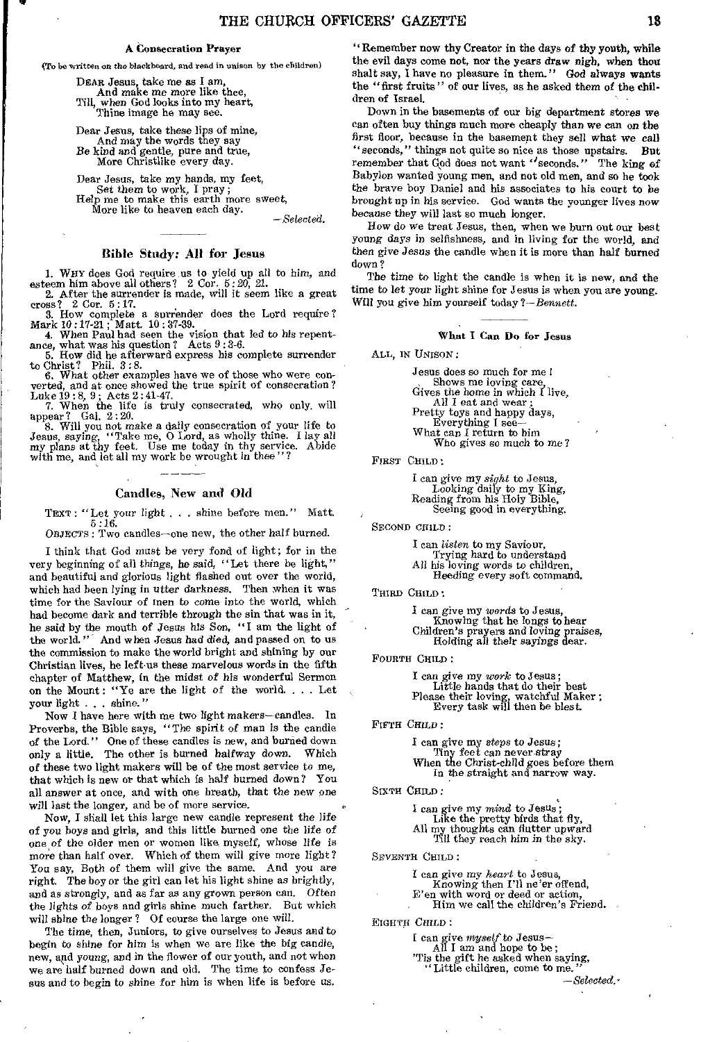### A Consecration Prayer

(To be written on the blackboard, and read in unison by the children)

> DEAR Jesus, take me as I am,
> And make me more like thee,
> Till, when God looks into my heart,
> Thine image he may see.
>
> Dear Jesus, take these lips of mine,
> And may the words they say
> Be kind and gentle, pure and true,
> More Christlike every day.
>
> Dear Jesus, take my hands, my feet,
> Set them to work, I pray;
> Help me to make this earth more sweet,
> More like to heaven each day.

— *Selected.*

### Bible Study: All for Jesus

1. WHY does God require us to yield up all to him, and esteem him above all others? 2 Cor. 5:20, 21.
2. After the surrender is made, will it seem like a great cross? 2 Cor. 5:17.
3. How complete a surrender does the Lord require? Mark 10:17-21; Matt. 10:37-39.
4. When Paul had seen the vision that led to his repentance, what was his question? Acts 9:3-6.
5. How did he afterward express his complete surrender to Christ? Phil. 3:8.
6. What other examples have we of those who were converted, and at once showed the true spirit of consecration? Luke 19:8, 9; Acts 2:41-47.
7. When the life is truly consecrated, who only will appear? Gal. 2:20.
8. Will you not make a daily consecration of your life to Jesus, saying, "Take me, O Lord, as wholly thine. I lay all my plans at thy feet. Use me today in thy service. Abide with me, and let all my work be wrought in thee"?

### Candles, New and Old

TEXT: "Let your light . . . shine before men." Matt. 5:16.

OBJECTS: Two candles—one new, the other half burned.

I think that God must be very fond of light; for in the very beginning of all things, he said, "Let there be light," and beautiful and glorious light flashed out over the world, which had been lying in utter darkness. Then when it was time for the Saviour of men to come into the world, which had become dark and terrible through the sin that was in it, he said by the mouth of Jesus his Son, "I am the light of the world." And when Jesus had died, and passed on to us the commission to make the world bright and shining by our Christian lives, he left us these marvelous words in the fifth chapter of Matthew, in the midst of his wonderful Sermon on the Mount: "Ye are the light of the world. . . . Let your light . . . shine."

Now I have here with me two light makers—candles. In Proverbs, the Bible says, "The spirit of man is the candle of the Lord." One of these candles is new, and burned down only a little. The other is burned halfway down. Which of these two light makers will be of the most service to me, that which is new or that which is half burned down? You all answer at once, and with one breath, that the new one will last the longer, and be of more service.

Now, I shall let this large new candle represent the life of you boys and girls, and this little burned one the life of one of the older men or women like myself, whose life is more than half over. Which of them will give more light? You say, Both of them will give the same. And you are right. The boy or the girl can let his light shine as brightly, and as strongly, and as far as any grown person can. Often the lights of boys and girls shine much farther. But which will shine the longer? Of course the large one will.

The time, then, Juniors, to give ourselves to Jesus and to begin to shine for him is when we are like the big candle, new, and young, and in the flower of our youth, and not when we are half burned down and old. The time to confess Jesus and to begin to shine for him is when life is before us. "Remember now thy Creator in the days of thy youth, while the evil days come not, nor the years draw nigh, when thou shalt say, I have no pleasure in them." God always wants the "first fruits" of our lives, as he asked them of the children of Israel.

Down in the basements of our big department stores we can often buy things much more cheaply than we can on the first floor, because in the basement they sell what we call "seconds," things not quite so nice as those upstairs. But remember that God does not want "seconds." The king of Babylon wanted young men, and not old men, and so he took the brave boy Daniel and his associates to his court to be brought up in his service. God wants the younger lives now because they will last so much longer.

How do we treat Jesus, then, when we burn out our best young days in selfishness, and in living for the world, and then give Jesus the candle when it is more than half burned down?

The time to light the candle is when it is new, and the time to let your light shine for Jesus is when you are young. Will you give him yourself today? — *Bennett.*

### What I Can Do for Jesus

ALL, IN UNISON:

> Jesus does so much for me!
> Shows me loving care,
> Gives the home in which I live,
> All I eat and wear;
> Pretty toys and happy days,
> Everything I see—
> What can I return to him
> Who gives so much to me?

FIRST CHILD:

> I can give my *sight* to Jesus,
> Looking daily to my King,
> Reading from his Holy Bible,
> Seeing good in everything.

SECOND CHILD:

> I can *listen* to my Saviour,
> Trying hard to understand
> All his loving words to children,
> Heeding every soft command.

THIRD CHILD:

> I can give my *words* to Jesus,
> Knowing that he longs to hear
> Children's prayers and loving praises,
> Holding all their sayings dear.

FOURTH CHILD:

> I can give my *work* to Jesus;
> Little hands that do their best
> Please their loving, watchful Maker;
> Every task will then be blest.

FIFTH CHILD:

> I can give my *steps* to Jesus;
> Tiny feet can never stray
> When the Christ-child goes before them
> In the straight and narrow way.

SIXTH CHILD:

> I can give my *mind* to Jesus;
> Like the pretty birds that fly,
> All my thoughts can flutter upward
> Till they reach him in the sky.

SEVENTH CHILD:

> I can give my *heart* to Jesus,
> Knowing then I'll ne'er offend,
> E'en with word or deed or action,
> Him we call the children's Friend.

EIGHTH CHILD:

> I can give *myself* to Jesus—
> All I am and hope to be;
> 'Tis the gift he asked when saying,
> "Little children, come to me."

— *Selected.*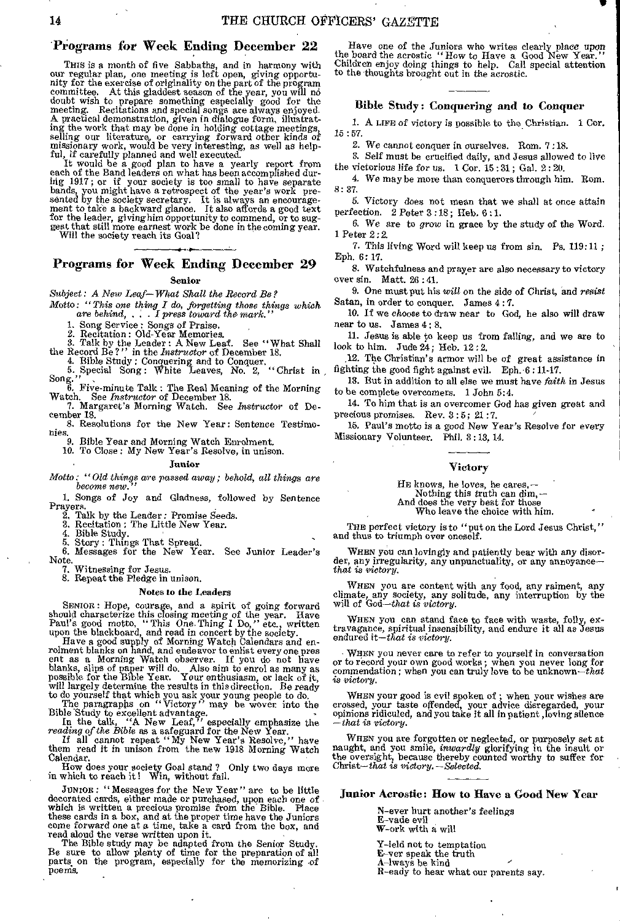## Programs for Week Ending December 22

This is a month of five Sabbaths, and in harmony with our regular plan, one meeting is left open, giving opportunity for the exercise of originality on the part of the program committee. At this gladdest season of the year, you will no doubt wish to prepare something especially good for the meeting. Recitations and special songs are always enjoyed. A practical demonstration, given in dialogue form, illustrating the work that may be done in holding cottage meetings, selling our literature, or carrying forward other kinds of missionary work, would be very interesting, as well as helpful, if carefully planned and well executed.

It would be a good plan to have a yearly report from each of the Band leaders on what has been accomplished during 1917; or if your society is too small to have separate bands, you might have a retrospect of the year's work presented by the society secretary. It is always an encouragement to take a backward glance. It also affords a good text for the leader, giving him opportunity to commend, or to suggest that still more earnest work be done in the coming year. Will the society reach its Goal?

## Programs for Week Ending December 29

### Senior

*Subject: A New Leaf—What Shall the Record Be?*

*Motto: "This one thing I do, forgetting those things which are behind, . . . I press toward the mark."*

1. Song Service: Songs of Praise.
2. Recitation: Old-Year Memories.
3. Talk by the Leader: A New Leaf. See "What Shall the Record Be?" in the *Instructor* of December 18.
4. Bible Study: Conquering and to Conquer.
5. Special Song: White Leaves, No. 2, "Christ in Song."
6. Five-minute Talk: The Real Meaning of the Morning Watch. See *Instructor* of December 18.
7. Margaret's Morning Watch. See *Instructor* of December 18.
8. Resolutions for the New Year: Sentence Testimonies.
9. Bible Year and Morning Watch Enrolment.
10. To Close: My New Year's Resolve, in unison.

### Junior

*Motto: "Old things are passed away; behold, all things are become new."*

1. Songs of Joy and Gladness, followed by Sentence Prayers.
2. Talk by the Leader: Promise Seeds.
3. Recitation: The Little New Year.
4. Bible Study.
5. Story: Things That Spread.
6. Messages for the New Year. See Junior Leader's Note.
7. Witnessing for Jesus.
8. Repeat the Pledge in unison.

### Notes to the Leaders

Senior: Hope, courage, and a spirit of going forward should characterize this closing meeting of the year. Have Paul's good motto, "This One Thing I Do," etc., written upon the blackboard, and read in concert by the society.

Have a good supply of Morning Watch Calendars and enrolment blanks on hand, and endeavor to enlist every one present as a Morning Watch observer. If you do not have blanks, slips of paper will do. Also aim to enrol as many as possible for the Bible Year. Your enthusiasm, or lack of it, will largely determine the results in this direction. Be ready to do yourself that which you ask your young people to do.

The paragraphs on "Victory" may be woven into the Bible Study to excellent advantage.

In the talk, "A New Leaf," especially emphasize the *reading of the Bible* as a safeguard for the New Year.

If all cannot repeat "My New Year's Resolve," have them read it in unison from the new 1918 Morning Watch Calendar.

How does your society Goal stand? Only two days more in which to reach it! Win, without fail.

Junior: "Messages for the New Year" are to be little decorated cards, either made or purchased, upon each one of which is written a precious promise from the Bible. Place these cards in a box, and at the proper time have the Juniors come forward one at a time, take a card from the box, and read aloud the verse written upon it.

The Bible study may be adapted from the Senior Study. Be sure to allow plenty of time for the preparation of all parts on the program, especially for the memorizing of poems.

Have one of the Juniors who writes clearly place upon the board the acrostic "How to Have a Good New Year." Children enjoy doing things to help. Call special attention to the thoughts brought out in the acrostic.

### Bible Study: Conquering and to Conquer

1. A life of victory is possible to the Christian. 1 Cor. 15:57.
2. We cannot conquer in ourselves. Rom. 7:18.
3. Self must be crucified daily, and Jesus allowed to live the victorious life for us. 1 Cor. 15:31; Gal. 2:20.
4. We may be more than conquerors through him. Rom. 8:37.
5. Victory does not mean that we shall at once attain perfection. 2 Peter 3:18; Heb. 6:1.
6. We are to *grow* in grace by the study of the Word. 1 Peter 2:2.
7. This living Word will keep us from sin. Ps. 119:11; Eph. 6:17.
8. Watchfulness and prayer are also necessary to victory over sin. Matt. 26:41.
9. One must put his *will* on the side of Christ, and *resist* Satan, in order to conquer. James 4:7.
10. If we *choose* to draw near to God, he also will draw near to us. James 4:8.
11. Jesus is able to keep us from falling, and we are to look to him. Jude 24; Heb. 12:2.
12. The Christian's armor will be of great assistance in fighting the good fight against evil. Eph. 6:11-17.
13. But in addition to all else we must have *faith* in Jesus to be complete overcomers. 1 John 5:4.
14. To him that is an overcomer God has given great and precious promises. Rev. 3:5; 21:7.
15. Paul's motto is a good New Year's Resolve for every Missionary Volunteer. Phil. 3:13, 14.

### Victory

He knows, he loves, he cares,—  
Nothing this truth can dim,—  
And does the very best for those  
Who leave the choice with him.

The perfect victory is to "put on the Lord Jesus Christ," and thus to triumph over oneself.

When you can lovingly and patiently bear with any disorder, any irregularity, any unpunctuality, or any annoyance—*that is victory.*

When you are content with any food, any raiment, any climate, any society, any solitude, any interruption by the will of God—*that is victory.*

When you can stand face to face with waste, folly, extravagance, spiritual insensibility, and endure it all as Jesus endured it—*that is victory.*

When you never care to refer to yourself in conversation or to record your own good works; when you never long for commendation; when you can truly love to be unknown—*that is victory.*

When your good is evil spoken of; when your wishes are crossed, your taste offended, your advice disregarded, your opinions ridiculed, and you take it all in patient, loving silence—*that is victory.*

When you are forgotten or neglected, or purposely set at naught, and you smile, *inwardly* glorifying in the insult or the oversight, because thereby counted worthy to suffer for Christ—*that is victory.*—*Selected.*

### Junior Acrostic: How to Have a Good New Year

N-ever hurt another's feelings  
E-vade evil  
W-ork with a will

Y-ield not to temptation  
E-ver speak the truth  
A-lways be kind  
R-eady to hear what our parents say.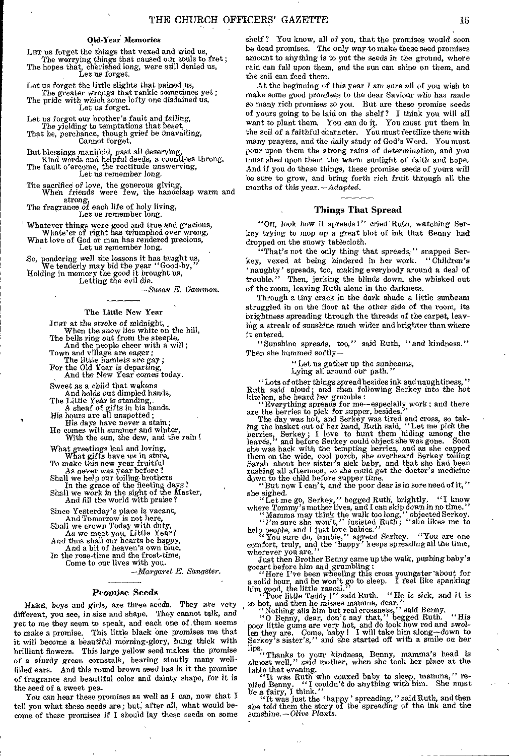### Old-Year Memories

LET us forget the things that vexed and tried us,
The worrying things that caused our souls to fret;
The hopes that, cherished long, were still denied us,
Let us forget.

Let us forget the little slights that pained us,
The greater wrongs that rankle sometimes yet;
The pride with which some lofty one disdained us,
Let us forget.

Let us forget our brother's fault and failing,
The yielding to temptations that beset,
That he, perchance, though grief be unavailing,
Cannot forget.

But blessings manifold, past all deserving,
Kind words and helpful deeds, a countless throng,
The fault o'ercome, the rectitude unswerving,
Let us remember long.

The sacrifice of love, the generous giving,
When friends were few, the handclasp warm and strong,
The fragrance of each life of holy living,
Let us remember long.

Whatever things were good and true and gracious,
Whate'er of right has triumphed over wrong,
What love of God or man has rendered precious,
Let us remember long.

So, pondering well the lessons it has taught us,
We tenderly may bid the year "Good-by,"
Holding in memory the good it brought us,
Letting the evil die.

—*Susan E. Gammon.*

---

### The Little New Year

JUST at the stroke of midnight,
When the snow lies white on the hill,
The bells ring out from the steeple,
And the people cheer with a will;
Town and village are eager;
The little hamlets are gay;
For the Old Year is departing,
And the New Year comes today.

Sweet as a child that wakens
And holds out dimpled hands,
The Little Year is standing,
A sheaf of gifts in his hands.
His hours are all unspotted;
His days have never a stain;
He comes with summer and winter,
With the sun, the dew, and the rain!

What greetings leal and loving,
What gifts have *we* in store,
To make this new year fruitful
As never was year before?
Shall we help our toiling brothers
In the grace of the fleeting days?
Shall we work in the sight of the Master,
And fill the world with praise?

Since Yesterday's place is vacant,
And Tomorrow is not here,
Shall we crown Today with duty,
As we meet you, Little Year?
And thus shall our hearts be happy,
And a bit of heaven's own blue,
In the rose-time and the frost-time,
Come to our lives with you.

—*Margaret E. Sangster.*

---

### Promise Seeds

HERE, boys and girls, are three seeds. They are very different, you see, in size and shape. They cannot talk, and yet to me they seem to speak, and each one of them seems to make a promise. This little black one promises me that it will become a beautiful morning-glory, hung thick with brilliant flowers. This large yellow seed makes the promise of a sturdy green cornstalk, bearing stoutly many well-filled ears. And this round brown seed has in it the promise of fragrance and beautiful color and dainty shape, for it is the seed of a sweet pea.

You can hear these promises as well as I can, now that I tell you what these seeds are; but, after all, what would become of these promises if I should lay these seeds on some shelf? You know, all of you, that the promises would soon be dead promises. The only way to make these seed promises amount to anything is to put the seeds in the ground, where rain can fall upon them, and the sun can shine on them, and the soil can feed them.

At the beginning of this year I am sure all of you wish to make some good promises to the dear Saviour who has made so many rich promises to you. But are these promise seeds of yours going to be laid on the shelf? I think you will all want to plant them. You can do it. You must put them in the soil of a faithful character. You must fertilize them with many prayers, and the daily study of God's Word. You must pour upon them the strong rains of determination, and you must shed upon them the warm sunlight of faith and hope. And if you do these things, these promise seeds of yours will be sure to grow, and bring forth rich fruit through all the months of this year.—*Adapted.*

---

### Things That Spread

"OH, look how it spreads!" cried Ruth, watching Serkey trying to mop up a great blot of ink that Benny had dropped on the snowy tablecloth.

"That's not the only thing that spreads," snapped Serkey, vexed at being hindered in her work. "Children's 'naughty' spreads, too, making everybody around a deal of trouble." Then, jerking the blinds down, she whisked out of the room, leaving Ruth alone in the darkness.

Through a tiny crack in the dark shade a little sunbeam struggled in on the floor at the other side of the room, its brightness spreading through the threads of the carpet, leaving a streak of sunshine much wider and brighter than where it entered.

"Sunshine spreads, too," said Ruth, "and kindness." Then she hummed softly—

"Let us gather up the sunbeams,
Lying all around our path."

"Lots of other things spread besides ink and naughtiness," Ruth said aloud; and then following Serkey into the hot kitchen, she heard her grumble:

"Everything spreads for me—especially work; and there are the berries to pick for supper, besides."

The day was hot, and Serkey was tired and cross, so taking the basket out of her hand, Ruth said, "Let me pick the berries, Serkey; I love to hunt them hiding among the leaves," and before Serkey could object she was gone. Soon she was back with the tempting berries, and as she capped them on the wide, cool porch, she overheard Serkey telling Sarah about her sister's sick baby, and that she had been rushing all afternoon, so she could get the doctor's medicine down to the child before supper time.

"But now I can't, and the poor dear is in sore need of it," she sighed.

"Let me go, Serkey," begged Ruth, brightly. "I know where Tommy's mother lives, and I can skip down in no time."

"Mamma may think the walk too long," objected Serkey.

"I'm sure she won't," insisted Ruth; "she likes me to help people, and I just love babies."

"You sure do, lambie," agreed Serkey. "You are one comfort, truly, and the 'happy' keeps spreading all the time, wherever you are."

Just then Brother Benny came up the walk, pushing baby's gocart before him and grumbling:

"Here I've been wheeling this cross youngster about for a solid hour, and he won't go to sleep. I feel like spanking him good, the little rascal."

"Poor little Teddy!" said Ruth. "He is sick, and it is so hot, and then he misses mamma, dear."

"Nothing ails him but real crossness," said Benny.

"O Benny, dear, don't say that," begged Ruth. "His poor little gums are very hot, and do look how red and swollen they are. Come, baby! I will take him along—down to Serkey's sister's," and she started off with a smile on her lips.

"Thanks to your kindness, Benny, mamma's head is almost well," said mother, when she took her place at the table that evening.

"It was Ruth who coaxed baby to sleep, mamma," replied Benny. "I couldn't do anything with him. She must be a fairy, I think."

"It was just the 'happy' spreading," said Ruth, and then she told them the story of the spreading of the ink and the sunshine.—*Olive Plants.*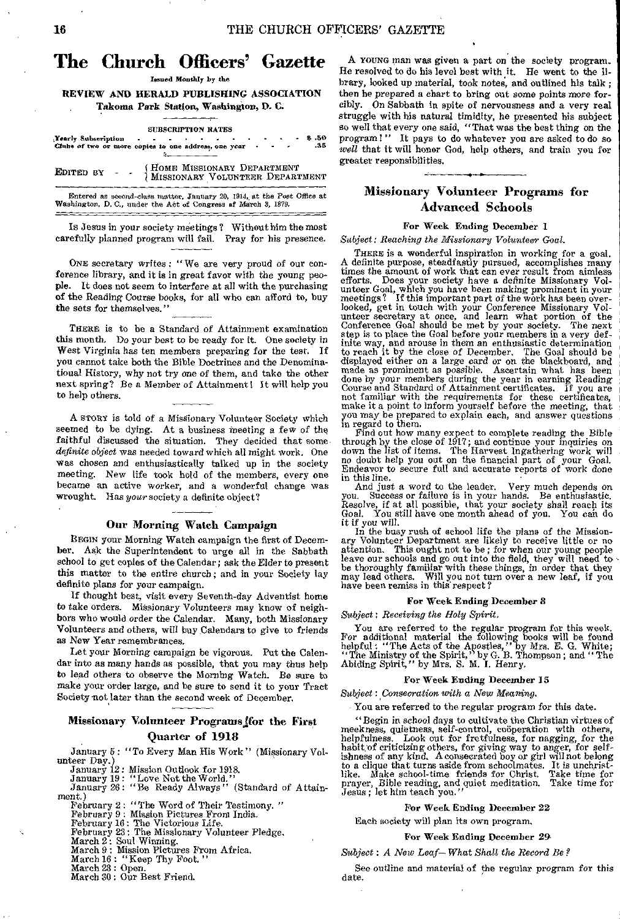# The Church Officers' Gazette

Issued Monthly by the

**REVIEW AND HERALD PUBLISHING ASSOCIATION**

Takoma Park Station, Washington, D. C.

SUBSCRIPTION RATES

Yearly Subscription . . . . . . . . . . $ .50
Clubs of two or more copies to one address, one year . . . .35

EDITED BY - - { HOME MISSIONARY DEPARTMENT / MISSIONARY VOLUNTEER DEPARTMENT

Entered as second-class matter, January 20, 1914, at the Post Office at Washington, D. C., under the Act of Congress of March 3, 1879.

Is Jesus in your society meetings? Without him the most carefully planned program will fail. Pray for his presence.

ONE secretary writes: "We are very proud of our conference library, and it is in great favor with the young people. It does not seem to interfere at all with the purchasing of the Reading Course books, for all who can afford to, buy the sets for themselves."

THERE is to be a Standard of Attainment examination this month. Do your best to be ready for it. One society in West Virginia has ten members preparing for the test. If you cannot take both the Bible Doctrines and the Denominational History, why not try one of them, and take the other next spring? Be a Member of Attainment! It will help you to help others.

A STORY is told of a Missionary Volunteer Society which seemed to be dying. At a business meeting a few of the faithful discussed the situation. They decided that some *definite object* was needed toward which all might work. One was chosen and enthusiastically talked up in the society meeting. New life took hold of the members, every one became an active worker, and a wonderful change was wrought. Has *your* society a definite object?

## Our Morning Watch Campaign

BEGIN your Morning Watch campaign the first of December. Ask the Superintendent to urge all in the Sabbath school to get copies of the Calendar; ask the Elder to present this matter to the entire church; and in your Society lay definite plans for your campaign.

If thought best, visit every Seventh-day Adventist home to take orders. Missionary Volunteers may know of neighbors who would order the Calendar. Many, both Missionary Volunteers and others, will buy Calendars to give to friends as New Year remembrances.

Let your Morning campaign be vigorous. Put the Calendar into as many hands as possible, that you may thus help to lead others to observe the Morning Watch. Be sure to make your order large, and be sure to send it to your Tract Society not later than the second week of December.

## Missionary Volunteer Programs for the First Quarter of 1918

January 5: "To Every Man His Work" (Missionary Volunteer Day.)
January 12: Mission Outlook for 1918.
January 19: "Love Not the World."
January 26: "Be Ready Always" (Standard of Attainment.)
February 2: "The Word of Their Testimony."
February 9: Mission Pictures From India.
February 16: The Victorious Life.
February 23: The Missionary Volunteer Pledge.
March 2: Soul Winning.
March 9: Mission Pictures From Africa.
March 16: "Keep Thy Foot."
March 23: Open.
March 30: Our Best Friend.

A YOUNG man was given a part on the society program. He resolved to do his level best with it. He went to the library, looked up material, took notes, and outlined his talk; then he prepared a chart to bring out some points more forcibly. On Sabbath in spite of nervousness and a very real struggle with his natural timidity, he presented his subject so well that every one said, "That was the best thing on the program!" It pays to do whatever you are asked to do so *well* that it will honor God, help others, and train you for greater responsibilities.

## Missionary Volunteer Programs for Advanced Schools

### For Week Ending December 1

*Subject: Reaching the Missionary Volunteer Goal.*

THERE is a wonderful inspiration in working for a goal. A definite purpose, steadfastly pursued, accomplishes many times the amount of work that can ever result from aimless efforts. Does your society have a definite Missionary Volunteer Goal, which you have been making prominent in your meetings? If this important part of the work has been overlooked, get in touch with your Conference Missionary Volunteer secretary at once, and learn what portion of the Conference Goal should be met by your society. The next step is to place the Goal before your members in a very definite way, and arouse in them an enthusiastic determination to reach it by the close of December. The Goal should be displayed either on a large card or on the blackboard, and made as prominent as possible. Ascertain what has been done by your members during the year in earning Reading Course and Standard of Attainment certificates. If you are not familiar with the requirements for these certificates, make it a point to inform yourself before the meeting, that you may be prepared to explain each, and answer questions in regard to them.

Find out how many expect to complete reading the Bible through by the close of 1917; and continue your inquiries on down the list of items. The Harvest Ingathering work will no doubt help you out on the financial part of your Goal. Endeavor to secure full and accurate reports of work done in this line.

And just a word to the leader. Very much depends on you. Success or failure is in your hands. Be enthusiastic. Resolve, if at all possible, that your society shall reach its Goal. You still have one month ahead of you. You can do it if you will.

In the busy rush of school life the plans of the Missionary Volunteer Department are likely to receive little or no attention. This ought not to be; for when our young people leave our schools and go out into the field, they will need to be thoroughly familiar with these things, in order that they may lead others. Will you not turn over a new leaf, if you have been remiss in this respect?

### For Week Ending December 8

*Subject: Receiving the Holy Spirit.*

You are referred to the regular program for this week. For additional material the following books will be found helpful: "The Acts of the Apostles," by Mrs. E. G. White; "The Ministry of the Spirit," by G. B. Thompson; and "The Abiding Spirit," by Mrs. S. M. I. Henry.

### For Week Ending December 15

*Subject: Consecration with a New Meaning.*

You are referred to the regular program for this date.

"Begin in school days to cultivate the Christian virtues of meekness, quietness, self-control, coöperation with others, helpfulness. Look out for fretfulness, for nagging, for the habit of criticizing others, for giving way to anger, for selfishness of any kind. A consecrated boy or girl will not belong to a clique that turns aside from schoolmates. It is unchristlike. Make school-time friends for Christ. Take time for prayer, Bible reading, and quiet meditation. Take time for Jesus; let him teach you."

### For Week Ending December 22

Each society will plan its own program.

### For Week Ending December 29

*Subject: A New Leaf— What Shall the Record Be?*

See outline and material of the regular program for this date.